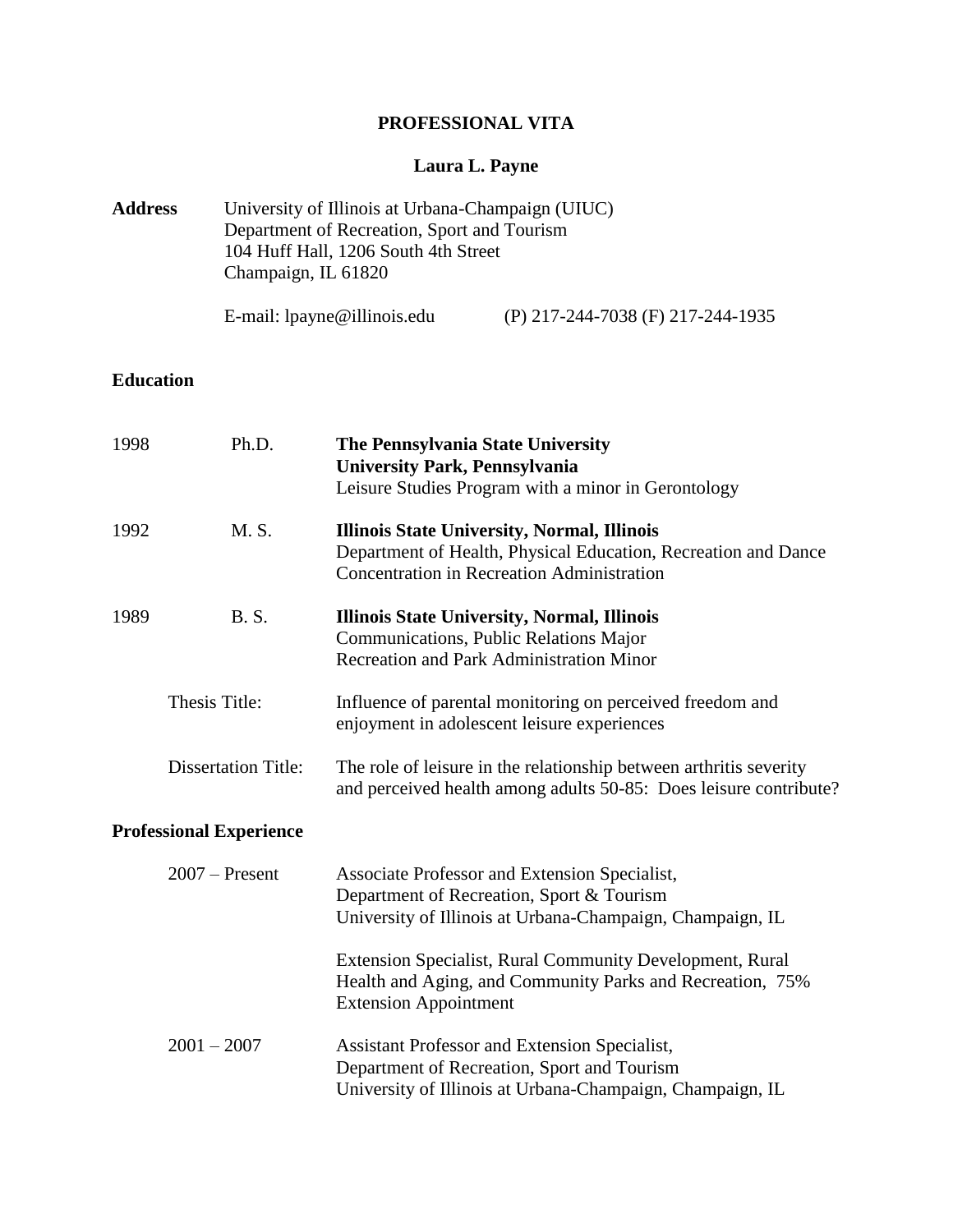# PROFESSIONAL VITA

## Laura L. Payne

**Address** University of Illinois at Urbana-Champaign (UIUC)
Department of Recreation, Sport and Tourism
104 Huff Hall, 1206 South 4th Street
Champaign, IL 61820

E-mail: lpayne@illinois.edu (P) 217-244-7038 (F) 217-244-1935

### Education

1998 Ph.D. **The Pennsylvania State University**
**University Park, Pennsylvania**
Leisure Studies Program with a minor in Gerontology

1992 M. S. **Illinois State University, Normal, Illinois**
Department of Health, Physical Education, Recreation and Dance
Concentration in Recreation Administration

1989 B. S. **Illinois State University, Normal, Illinois**
Communications, Public Relations Major
Recreation and Park Administration Minor

Thesis Title: Influence of parental monitoring on perceived freedom and enjoyment in adolescent leisure experiences

Dissertation Title: The role of leisure in the relationship between arthritis severity and perceived health among adults 50-85: Does leisure contribute?

### Professional Experience

2007 – Present Associate Professor and Extension Specialist,
Department of Recreation, Sport & Tourism
University of Illinois at Urbana-Champaign, Champaign, IL

Extension Specialist, Rural Community Development, Rural Health and Aging, and Community Parks and Recreation, 75% Extension Appointment

2001 – 2007 Assistant Professor and Extension Specialist,
Department of Recreation, Sport and Tourism
University of Illinois at Urbana-Champaign, Champaign, IL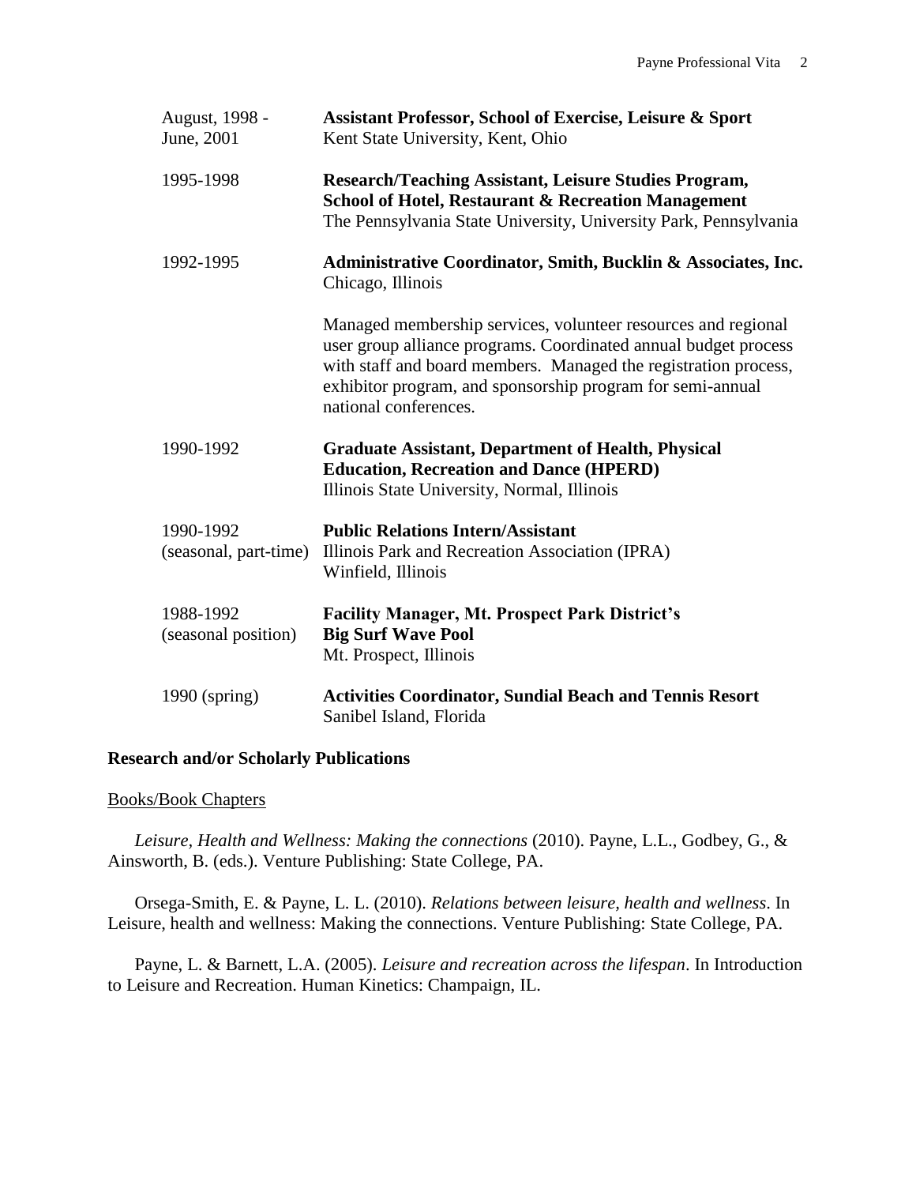August, 1998 - June, 2001 — **Assistant Professor, School of Exercise, Leisure & Sport**
Kent State University, Kent, Ohio

1995-1998 — **Research/Teaching Assistant, Leisure Studies Program, School of Hotel, Restaurant & Recreation Management**
The Pennsylvania State University, University Park, Pennsylvania

1992-1995 — **Administrative Coordinator, Smith, Bucklin & Associates, Inc.**
Chicago, Illinois

Managed membership services, volunteer resources and regional user group alliance programs. Coordinated annual budget process with staff and board members. Managed the registration process, exhibitor program, and sponsorship program for semi-annual national conferences.

1990-1992 — **Graduate Assistant, Department of Health, Physical Education, Recreation and Dance (HPERD)**
Illinois State University, Normal, Illinois

1990-1992 (seasonal, part-time) — **Public Relations Intern/Assistant**
Illinois Park and Recreation Association (IPRA)
Winfield, Illinois

1988-1992 (seasonal position) — **Facility Manager, Mt. Prospect Park District's Big Surf Wave Pool**
Mt. Prospect, Illinois

1990 (spring) — **Activities Coordinator, Sundial Beach and Tennis Resort**
Sanibel Island, Florida

## Research and/or Scholarly Publications

### Books/Book Chapters

*Leisure, Health and Wellness: Making the connections* (2010). Payne, L.L., Godbey, G., & Ainsworth, B. (eds.). Venture Publishing: State College, PA.

Orsega-Smith, E. & Payne, L. L. (2010). *Relations between leisure, health and wellness*. In Leisure, health and wellness: Making the connections. Venture Publishing: State College, PA.

Payne, L. & Barnett, L.A. (2005). *Leisure and recreation across the lifespan*. In Introduction to Leisure and Recreation. Human Kinetics: Champaign, IL.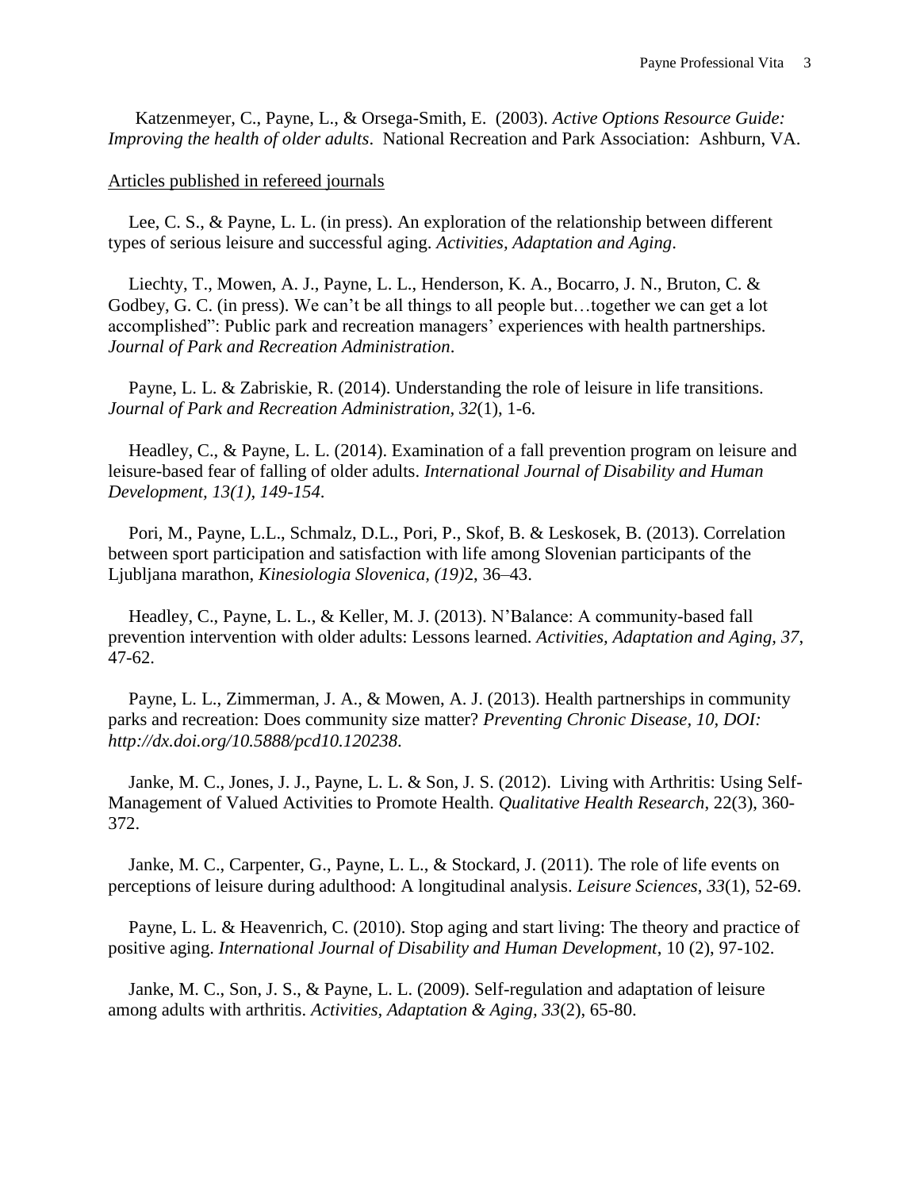Katzenmeyer, C., Payne, L., & Orsega-Smith, E. (2003). *Active Options Resource Guide: Improving the health of older adults*. National Recreation and Park Association: Ashburn, VA.

<u>Articles published in refereed journals</u>

Lee, C. S., & Payne, L. L. (in press). An exploration of the relationship between different types of serious leisure and successful aging. *Activities, Adaptation and Aging*.

Liechty, T., Mowen, A. J., Payne, L. L., Henderson, K. A., Bocarro, J. N., Bruton, C. & Godbey, G. C. (in press). We can't be all things to all people but…together we can get a lot accomplished": Public park and recreation managers' experiences with health partnerships. *Journal of Park and Recreation Administration*.

Payne, L. L. & Zabriskie, R. (2014). Understanding the role of leisure in life transitions. *Journal of Park and Recreation Administration, 32*(1), 1-6.

Headley, C., & Payne, L. L. (2014). Examination of a fall prevention program on leisure and leisure-based fear of falling of older adults. *International Journal of Disability and Human Development, 13(1), 149-154*.

Pori, M., Payne, L.L., Schmalz, D.L., Pori, P., Skof, B. & Leskosek, B. (2013). Correlation between sport participation and satisfaction with life among Slovenian participants of the Ljubljana marathon, *Kinesiologia Slovenica, (19)*2, 36–43.

Headley, C., Payne, L. L., & Keller, M. J. (2013). N'Balance: A community-based fall prevention intervention with older adults: Lessons learned. *Activities, Adaptation and Aging, 37*, 47-62.

Payne, L. L., Zimmerman, J. A., & Mowen, A. J. (2013). Health partnerships in community parks and recreation: Does community size matter? *Preventing Chronic Disease, 10, DOI: http://dx.doi.org/10.5888/pcd10.120238*.

Janke, M. C., Jones, J. J., Payne, L. L. & Son, J. S. (2012). Living with Arthritis: Using Self-Management of Valued Activities to Promote Health. *Qualitative Health Research*, 22(3), 360-372.

Janke, M. C., Carpenter, G., Payne, L. L., & Stockard, J. (2011). The role of life events on perceptions of leisure during adulthood: A longitudinal analysis. *Leisure Sciences, 33*(1), 52-69.

Payne, L. L. & Heavenrich, C. (2010). Stop aging and start living: The theory and practice of positive aging. *International Journal of Disability and Human Development*, 10 (2), 97-102.

Janke, M. C., Son, J. S., & Payne, L. L. (2009). Self-regulation and adaptation of leisure among adults with arthritis. *Activities, Adaptation & Aging, 33*(2), 65-80.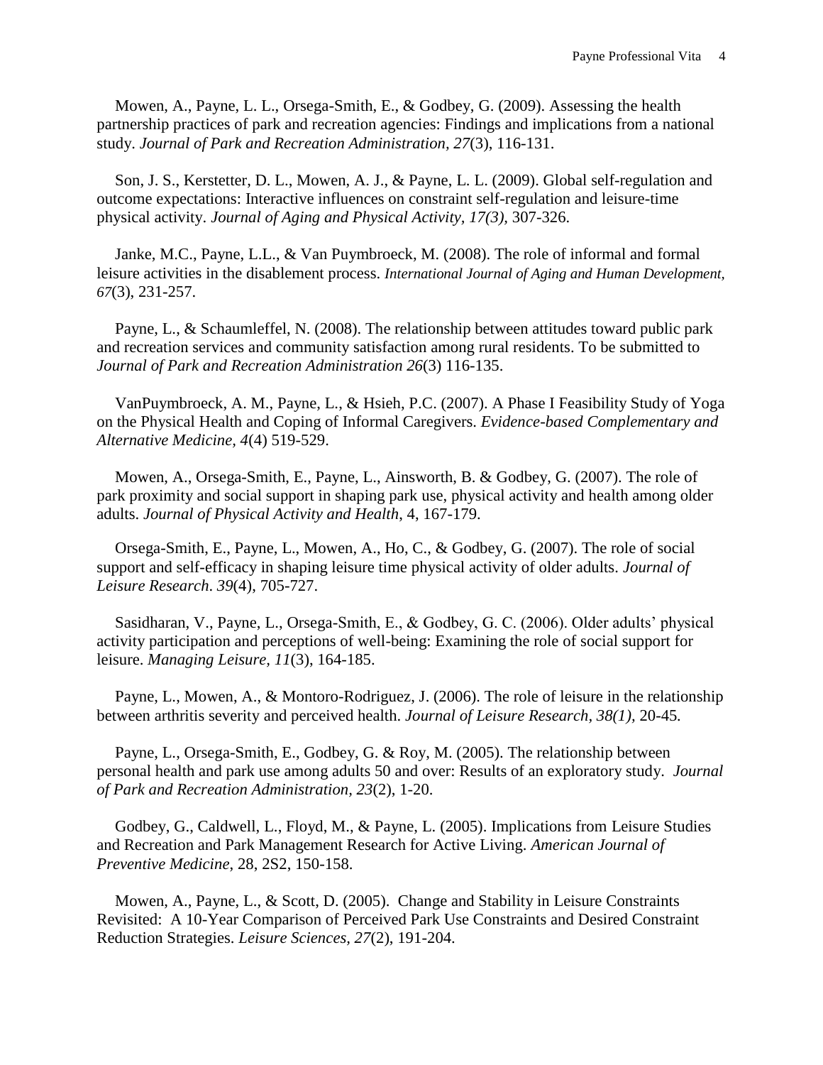Mowen, A., Payne, L. L., Orsega-Smith, E., & Godbey, G. (2009). Assessing the health partnership practices of park and recreation agencies: Findings and implications from a national study. *Journal of Park and Recreation Administration, 27*(3), 116-131.

Son, J. S., Kerstetter, D. L., Mowen, A. J., & Payne, L. L. (2009). Global self-regulation and outcome expectations: Interactive influences on constraint self-regulation and leisure-time physical activity. *Journal of Aging and Physical Activity, 17(3),* 307-326.

Janke, M.C., Payne, L.L., & Van Puymbroeck, M. (2008). The role of informal and formal leisure activities in the disablement process. *International Journal of Aging and Human Development, 67*(3), 231-257.

Payne, L., & Schaumleffel, N. (2008). The relationship between attitudes toward public park and recreation services and community satisfaction among rural residents. To be submitted to *Journal of Park and Recreation Administration 26*(3) 116-135.

VanPuymbroeck, A. M., Payne, L., & Hsieh, P.C. (2007). A Phase I Feasibility Study of Yoga on the Physical Health and Coping of Informal Caregivers. *Evidence-based Complementary and Alternative Medicine, 4*(4) 519-529.

Mowen, A., Orsega-Smith, E., Payne, L., Ainsworth, B. & Godbey, G. (2007). The role of park proximity and social support in shaping park use, physical activity and health among older adults. *Journal of Physical Activity and Health*, 4, 167-179.

Orsega-Smith, E., Payne, L., Mowen, A., Ho, C., & Godbey, G. (2007). The role of social support and self-efficacy in shaping leisure time physical activity of older adults. *Journal of Leisure Research*. *39*(4), 705-727.

Sasidharan, V., Payne, L., Orsega-Smith, E., & Godbey, G. C. (2006). Older adults' physical activity participation and perceptions of well-being: Examining the role of social support for leisure. *Managing Leisure, 11*(3), 164-185.

Payne, L., Mowen, A., & Montoro-Rodriguez, J. (2006). The role of leisure in the relationship between arthritis severity and perceived health. *Journal of Leisure Research, 38(1),* 20-45.

Payne, L., Orsega-Smith, E., Godbey, G. & Roy, M. (2005). The relationship between personal health and park use among adults 50 and over: Results of an exploratory study. *Journal of Park and Recreation Administration*, *23*(2), 1-20.

Godbey, G., Caldwell, L., Floyd, M., & Payne, L. (2005). Implications from Leisure Studies and Recreation and Park Management Research for Active Living. *American Journal of Preventive Medicine*, 28, 2S2, 150-158.

Mowen, A., Payne, L., & Scott, D. (2005). Change and Stability in Leisure Constraints Revisited: A 10-Year Comparison of Perceived Park Use Constraints and Desired Constraint Reduction Strategies. *Leisure Sciences, 27*(2), 191-204.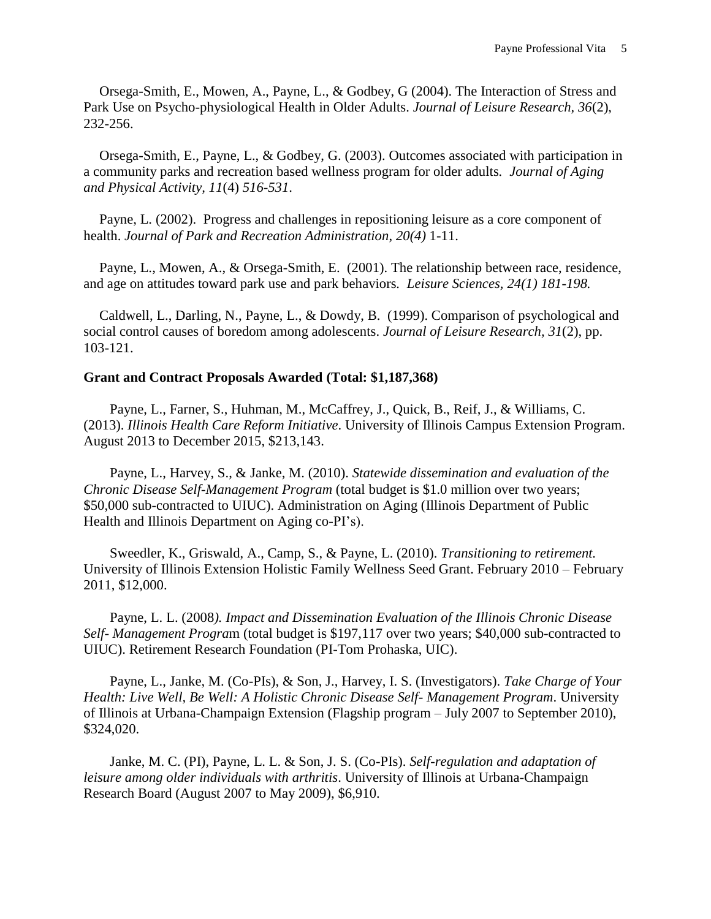Orsega-Smith, E., Mowen, A., Payne, L., & Godbey, G (2004). The Interaction of Stress and Park Use on Psycho-physiological Health in Older Adults. *Journal of Leisure Research, 36*(2), 232-256.

Orsega-Smith, E., Payne, L., & Godbey, G. (2003). Outcomes associated with participation in a community parks and recreation based wellness program for older adults. *Journal of Aging and Physical Activity, 11*(4) *516-531*.

Payne, L. (2002). Progress and challenges in repositioning leisure as a core component of health. *Journal of Park and Recreation Administration, 20(4)* 1-11.

Payne, L., Mowen, A., & Orsega-Smith, E. (2001). The relationship between race, residence, and age on attitudes toward park use and park behaviors. *Leisure Sciences, 24(1) 181-198.*

Caldwell, L., Darling, N., Payne, L., & Dowdy, B. (1999). Comparison of psychological and social control causes of boredom among adolescents. *Journal of Leisure Research, 31*(2), pp. 103-121.

**Grant and Contract Proposals Awarded (Total: $1,187,368)**

Payne, L., Farner, S., Huhman, M., McCaffrey, J., Quick, B., Reif, J., & Williams, C. (2013). *Illinois Health Care Reform Initiative*. University of Illinois Campus Extension Program. August 2013 to December 2015, $213,143.

Payne, L., Harvey, S., & Janke, M. (2010). *Statewide dissemination and evaluation of the Chronic Disease Self-Management Program* (total budget is $1.0 million over two years; $50,000 sub-contracted to UIUC). Administration on Aging (Illinois Department of Public Health and Illinois Department on Aging co-PI's).

Sweedler, K., Griswald, A., Camp, S., & Payne, L. (2010). *Transitioning to retirement.* University of Illinois Extension Holistic Family Wellness Seed Grant. February 2010 – February 2011, $12,000.

Payne, L. L. (2008*). Impact and Dissemination Evaluation of the Illinois Chronic Disease Self- Management Progra*m (total budget is $197,117 over two years; $40,000 sub-contracted to UIUC). Retirement Research Foundation (PI-Tom Prohaska, UIC).

Payne, L., Janke, M. (Co-PIs), & Son, J., Harvey, I. S. (Investigators). *Take Charge of Your Health: Live Well, Be Well: A Holistic Chronic Disease Self- Management Program*. University of Illinois at Urbana-Champaign Extension (Flagship program – July 2007 to September 2010), $324,020.

Janke, M. C. (PI), Payne, L. L. & Son, J. S. (Co-PIs). *Self-regulation and adaptation of leisure among older individuals with arthritis*. University of Illinois at Urbana-Champaign Research Board (August 2007 to May 2009), $6,910.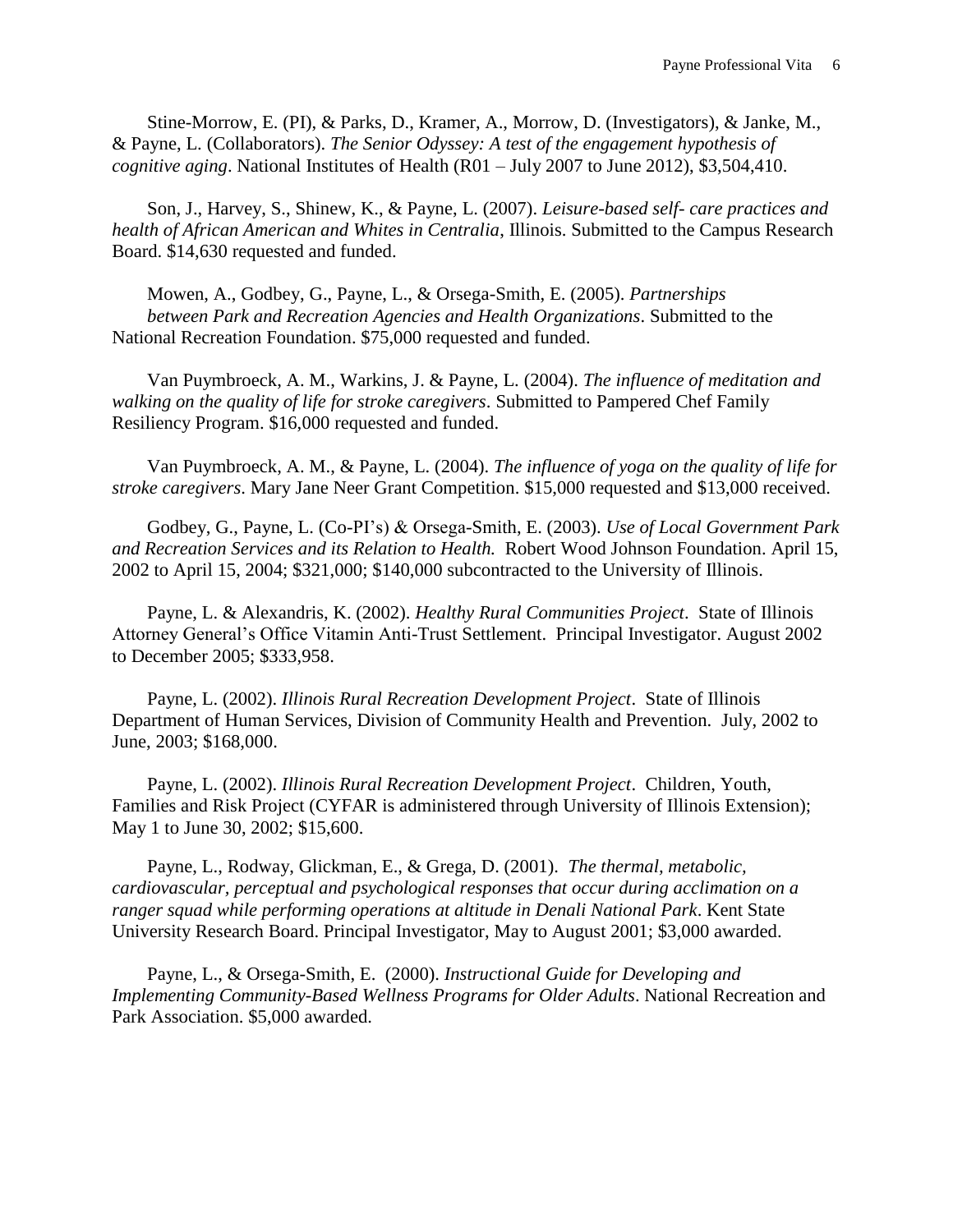Stine-Morrow, E. (PI), & Parks, D., Kramer, A., Morrow, D. (Investigators), & Janke, M., & Payne, L. (Collaborators). *The Senior Odyssey: A test of the engagement hypothesis of cognitive aging*. National Institutes of Health (R01 – July 2007 to June 2012), $3,504,410.

Son, J., Harvey, S., Shinew, K., & Payne, L. (2007). *Leisure-based self- care practices and health of African American and Whites in Centralia*, Illinois. Submitted to the Campus Research Board. $14,630 requested and funded.

Mowen, A., Godbey, G., Payne, L., & Orsega-Smith, E. (2005). *Partnerships between Park and Recreation Agencies and Health Organizations*. Submitted to the National Recreation Foundation. $75,000 requested and funded.

Van Puymbroeck, A. M., Warkins, J. & Payne, L. (2004). *The influence of meditation and walking on the quality of life for stroke caregivers*. Submitted to Pampered Chef Family Resiliency Program. $16,000 requested and funded.

Van Puymbroeck, A. M., & Payne, L. (2004). *The influence of yoga on the quality of life for stroke caregivers*. Mary Jane Neer Grant Competition. $15,000 requested and $13,000 received.

Godbey, G., Payne, L. (Co-PI's) & Orsega-Smith, E. (2003). *Use of Local Government Park and Recreation Services and its Relation to Health.* Robert Wood Johnson Foundation. April 15, 2002 to April 15, 2004; $321,000; $140,000 subcontracted to the University of Illinois.

Payne, L. & Alexandris, K. (2002). *Healthy Rural Communities Project*. State of Illinois Attorney General's Office Vitamin Anti-Trust Settlement. Principal Investigator. August 2002 to December 2005; $333,958.

Payne, L. (2002). *Illinois Rural Recreation Development Project*. State of Illinois Department of Human Services, Division of Community Health and Prevention. July, 2002 to June, 2003; $168,000.

Payne, L. (2002). *Illinois Rural Recreation Development Project*. Children, Youth, Families and Risk Project (CYFAR is administered through University of Illinois Extension); May 1 to June 30, 2002; $15,600.

Payne, L., Rodway, Glickman, E., & Grega, D. (2001). *The thermal, metabolic, cardiovascular, perceptual and psychological responses that occur during acclimation on a ranger squad while performing operations at altitude in Denali National Park*. Kent State University Research Board. Principal Investigator, May to August 2001; $3,000 awarded.

Payne, L., & Orsega-Smith, E. (2000). *Instructional Guide for Developing and Implementing Community-Based Wellness Programs for Older Adults*. National Recreation and Park Association. $5,000 awarded.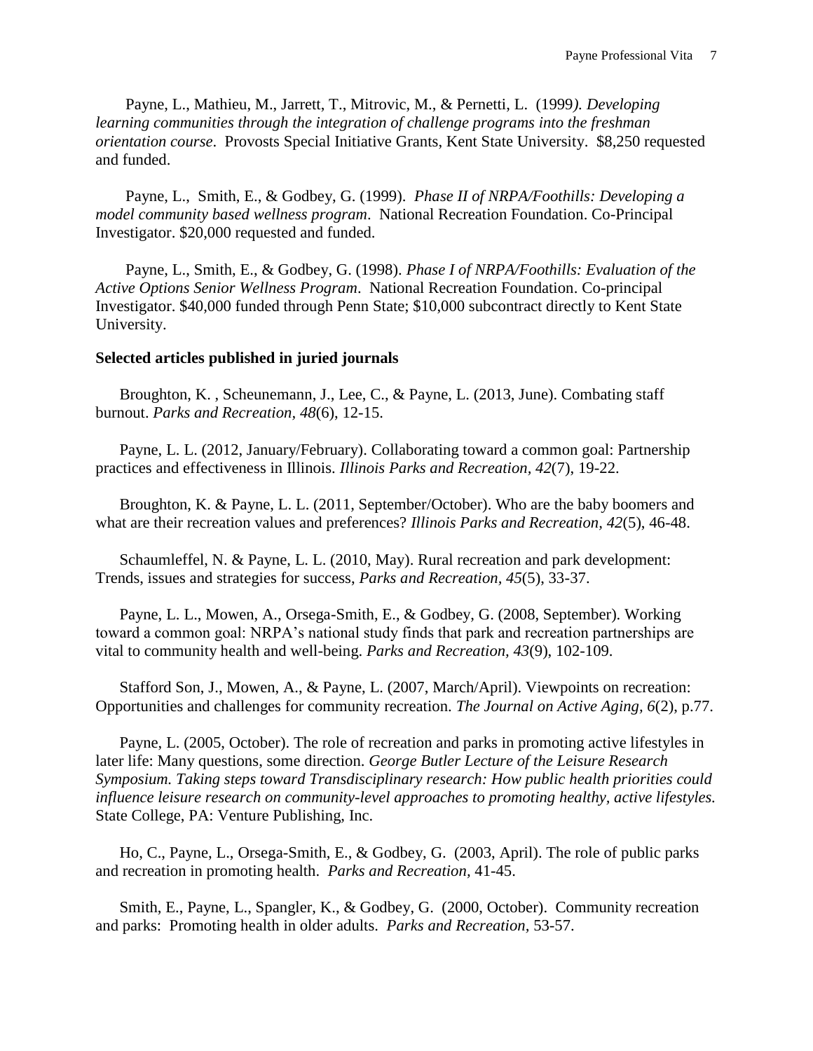Payne, L., Mathieu, M., Jarrett, T., Mitrovic, M., & Pernetti, L. (1999*). Developing learning communities through the integration of challenge programs into the freshman orientation course*. Provosts Special Initiative Grants, Kent State University. $8,250 requested and funded.

Payne, L., Smith, E., & Godbey, G. (1999). *Phase II of NRPA/Foothills: Developing a model community based wellness program*. National Recreation Foundation. Co-Principal Investigator. $20,000 requested and funded.

Payne, L., Smith, E., & Godbey, G. (1998). *Phase I of NRPA/Foothills: Evaluation of the Active Options Senior Wellness Program*. National Recreation Foundation. Co-principal Investigator. $40,000 funded through Penn State; $10,000 subcontract directly to Kent State University.

**Selected articles published in juried journals**

Broughton, K. , Scheunemann, J., Lee, C., & Payne, L. (2013, June). Combating staff burnout. *Parks and Recreation, 48*(6), 12-15.

Payne, L. L. (2012, January/February). Collaborating toward a common goal: Partnership practices and effectiveness in Illinois. *Illinois Parks and Recreation, 42*(7), 19-22.

Broughton, K. & Payne, L. L. (2011, September/October). Who are the baby boomers and what are their recreation values and preferences? *Illinois Parks and Recreation*, *42*(5), 46-48.

Schaumleffel, N. & Payne, L. L. (2010, May). Rural recreation and park development: Trends, issues and strategies for success, *Parks and Recreation, 45*(5), 33-37.

Payne, L. L., Mowen, A., Orsega-Smith, E., & Godbey, G. (2008, September). Working toward a common goal: NRPA's national study finds that park and recreation partnerships are vital to community health and well-being. *Parks and Recreation, 43*(9), 102-109.

Stafford Son, J., Mowen, A., & Payne, L. (2007, March/April). Viewpoints on recreation: Opportunities and challenges for community recreation. *The Journal on Active Aging, 6*(2), p.77.

Payne, L. (2005, October). The role of recreation and parks in promoting active lifestyles in later life: Many questions, some direction. *George Butler Lecture of the Leisure Research Symposium. Taking steps toward Transdisciplinary research: How public health priorities could influence leisure research on community-level approaches to promoting healthy, active lifestyles.* State College, PA: Venture Publishing, Inc.

Ho, C., Payne, L., Orsega-Smith, E., & Godbey, G. (2003, April). The role of public parks and recreation in promoting health. *Parks and Recreation,* 41-45.

Smith, E., Payne, L., Spangler, K., & Godbey, G. (2000, October). Community recreation and parks: Promoting health in older adults. *Parks and Recreation,* 53-57.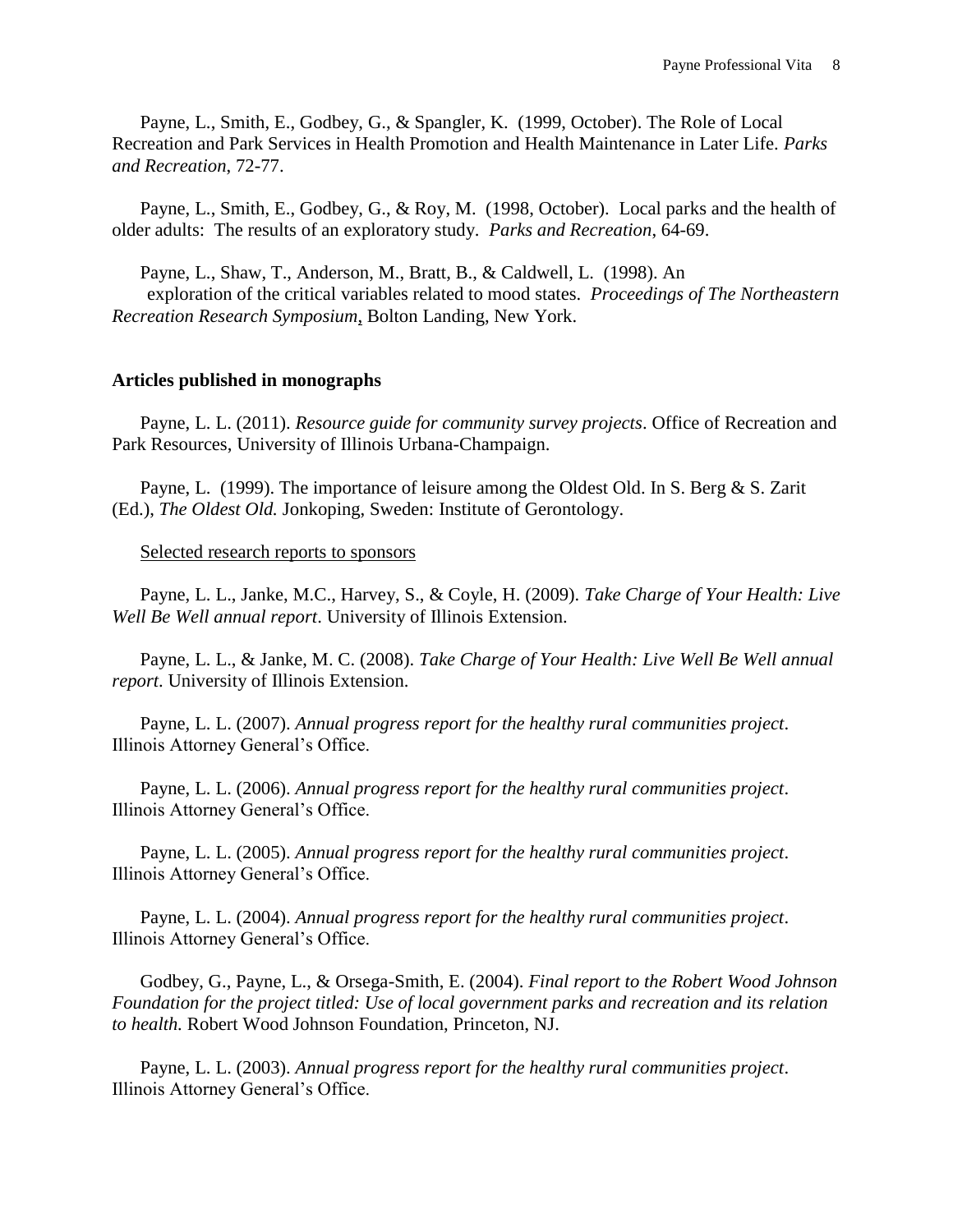Payne, L., Smith, E., Godbey, G., & Spangler, K. (1999, October). The Role of Local Recreation and Park Services in Health Promotion and Health Maintenance in Later Life. *Parks and Recreation*, 72-77.

Payne, L., Smith, E., Godbey, G., & Roy, M. (1998, October). Local parks and the health of older adults: The results of an exploratory study. *Parks and Recreation*, 64-69.

Payne, L., Shaw, T., Anderson, M., Bratt, B., & Caldwell, L. (1998). An exploration of the critical variables related to mood states. *Proceedings of The Northeastern Recreation Research Symposium*, Bolton Landing, New York.

**Articles published in monographs**

Payne, L. L. (2011). *Resource guide for community survey projects*. Office of Recreation and Park Resources, University of Illinois Urbana-Champaign.

Payne, L. (1999). The importance of leisure among the Oldest Old. In S. Berg & S. Zarit (Ed.), *The Oldest Old.* Jonkoping, Sweden: Institute of Gerontology.

<u>Selected research reports to sponsors</u>

Payne, L. L., Janke, M.C., Harvey, S., & Coyle, H. (2009). *Take Charge of Your Health: Live Well Be Well annual report*. University of Illinois Extension.

Payne, L. L., & Janke, M. C. (2008). *Take Charge of Your Health: Live Well Be Well annual report*. University of Illinois Extension.

Payne, L. L. (2007). *Annual progress report for the healthy rural communities project*. Illinois Attorney General's Office.

Payne, L. L. (2006). *Annual progress report for the healthy rural communities project*. Illinois Attorney General's Office.

Payne, L. L. (2005). *Annual progress report for the healthy rural communities project*. Illinois Attorney General's Office.

Payne, L. L. (2004). *Annual progress report for the healthy rural communities project*. Illinois Attorney General's Office.

Godbey, G., Payne, L., & Orsega-Smith, E. (2004). *Final report to the Robert Wood Johnson Foundation for the project titled: Use of local government parks and recreation and its relation to health.* Robert Wood Johnson Foundation, Princeton, NJ.

Payne, L. L. (2003). *Annual progress report for the healthy rural communities project*. Illinois Attorney General's Office.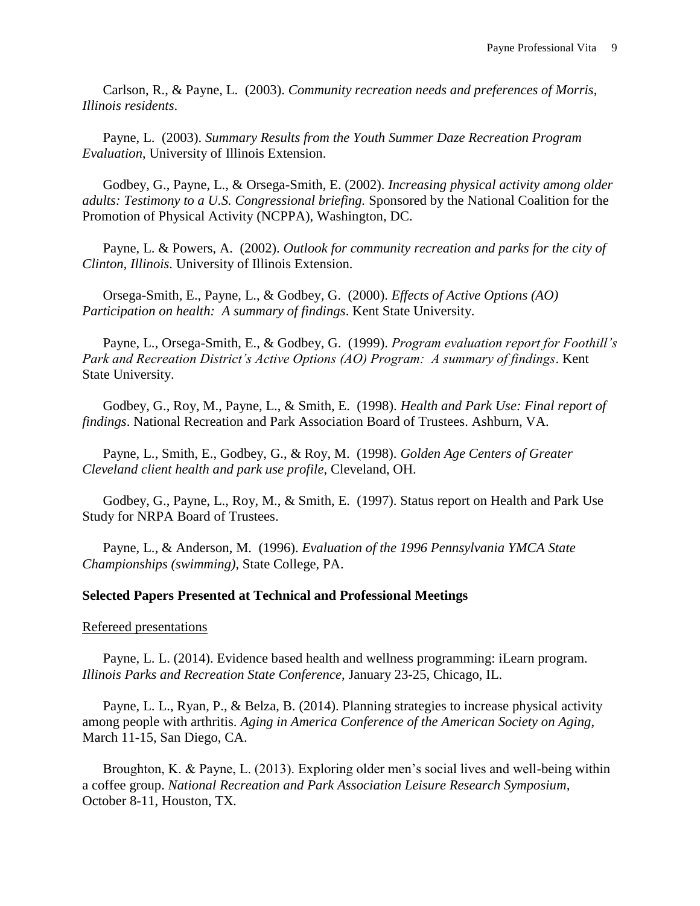Carlson, R., & Payne, L. (2003). *Community recreation needs and preferences of Morris, Illinois residents*.

Payne, L. (2003). *Summary Results from the Youth Summer Daze Recreation Program Evaluation*, University of Illinois Extension.

Godbey, G., Payne, L., & Orsega-Smith, E. (2002). *Increasing physical activity among older adults: Testimony to a U.S. Congressional briefing.* Sponsored by the National Coalition for the Promotion of Physical Activity (NCPPA), Washington, DC.

Payne, L. & Powers, A. (2002). *Outlook for community recreation and parks for the city of Clinton, Illinois*. University of Illinois Extension.

Orsega-Smith, E., Payne, L., & Godbey, G. (2000). *Effects of Active Options (AO) Participation on health: A summary of findings*. Kent State University.

Payne, L., Orsega-Smith, E., & Godbey, G. (1999). *Program evaluation report for Foothill's Park and Recreation District's Active Options (AO) Program: A summary of findings*. Kent State University.

Godbey, G., Roy, M., Payne, L., & Smith, E. (1998). *Health and Park Use: Final report of findings*. National Recreation and Park Association Board of Trustees. Ashburn, VA.

Payne, L., Smith, E., Godbey, G., & Roy, M. (1998). *Golden Age Centers of Greater Cleveland client health and park use profile*, Cleveland, OH.

Godbey, G., Payne, L., Roy, M., & Smith, E. (1997). Status report on Health and Park Use Study for NRPA Board of Trustees.

Payne, L., & Anderson, M. (1996). *Evaluation of the 1996 Pennsylvania YMCA State Championships (swimming)*, State College, PA.

**Selected Papers Presented at Technical and Professional Meetings**

Refereed presentations

Payne, L. L. (2014). Evidence based health and wellness programming: iLearn program. *Illinois Parks and Recreation State Conference*, January 23-25, Chicago, IL.

Payne, L. L., Ryan, P., & Belza, B. (2014). Planning strategies to increase physical activity among people with arthritis. *Aging in America Conference of the American Society on Aging*, March 11-15, San Diego, CA.

Broughton, K. & Payne, L. (2013). Exploring older men's social lives and well-being within a coffee group. *National Recreation and Park Association Leisure Research Symposium*, October 8-11, Houston, TX.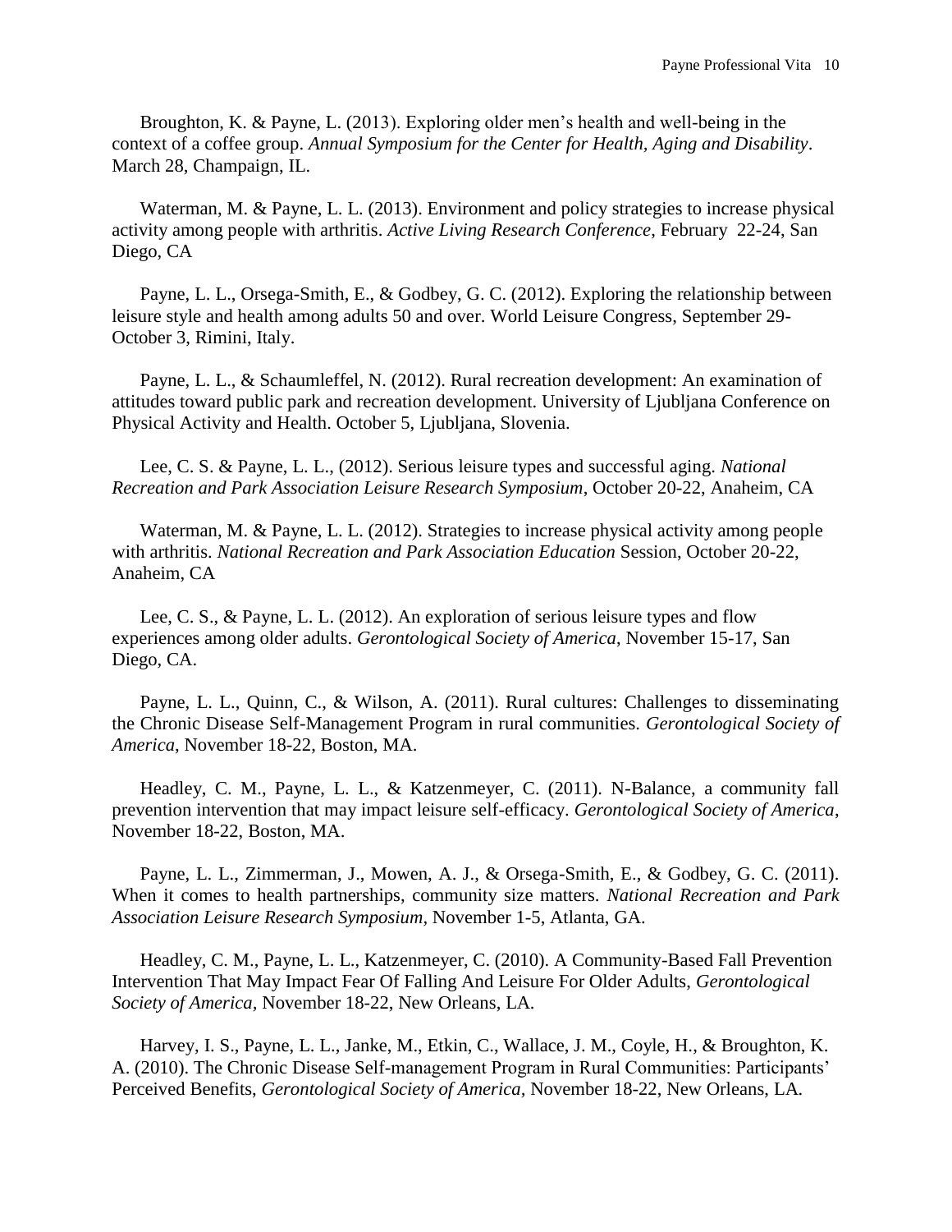Broughton, K. & Payne, L. (2013). Exploring older men's health and well-being in the context of a coffee group. *Annual Symposium for the Center for Health, Aging and Disability*. March 28, Champaign, IL.

Waterman, M. & Payne, L. L. (2013). Environment and policy strategies to increase physical activity among people with arthritis. *Active Living Research Conference*, February 22-24, San Diego, CA

Payne, L. L., Orsega-Smith, E., & Godbey, G. C. (2012). Exploring the relationship between leisure style and health among adults 50 and over. World Leisure Congress, September 29-October 3, Rimini, Italy.

Payne, L. L., & Schaumleffel, N. (2012). Rural recreation development: An examination of attitudes toward public park and recreation development. University of Ljubljana Conference on Physical Activity and Health. October 5, Ljubljana, Slovenia.

Lee, C. S. & Payne, L. L., (2012). Serious leisure types and successful aging. *National Recreation and Park Association Leisure Research Symposium*, October 20-22, Anaheim, CA

Waterman, M. & Payne, L. L. (2012). Strategies to increase physical activity among people with arthritis. *National Recreation and Park Association Education* Session, October 20-22, Anaheim, CA

Lee, C. S., & Payne, L. L. (2012). An exploration of serious leisure types and flow experiences among older adults. *Gerontological Society of America*, November 15-17, San Diego, CA.

Payne, L. L., Quinn, C., & Wilson, A. (2011). Rural cultures: Challenges to disseminating the Chronic Disease Self-Management Program in rural communities. *Gerontological Society of America*, November 18-22, Boston, MA.

Headley, C. M., Payne, L. L., & Katzenmeyer, C. (2011). N-Balance, a community fall prevention intervention that may impact leisure self-efficacy. *Gerontological Society of America*, November 18-22, Boston, MA.

Payne, L. L., Zimmerman, J., Mowen, A. J., & Orsega-Smith, E., & Godbey, G. C. (2011). When it comes to health partnerships, community size matters. *National Recreation and Park Association Leisure Research Symposium*, November 1-5, Atlanta, GA.

Headley, C. M., Payne, L. L., Katzenmeyer, C. (2010). A Community-Based Fall Prevention Intervention That May Impact Fear Of Falling And Leisure For Older Adults, *Gerontological Society of America*, November 18-22, New Orleans, LA.

Harvey, I. S., Payne, L. L., Janke, M., Etkin, C., Wallace, J. M., Coyle, H., & Broughton, K. A. (2010). The Chronic Disease Self-management Program in Rural Communities: Participants' Perceived Benefits, *Gerontological Society of America*, November 18-22, New Orleans, LA.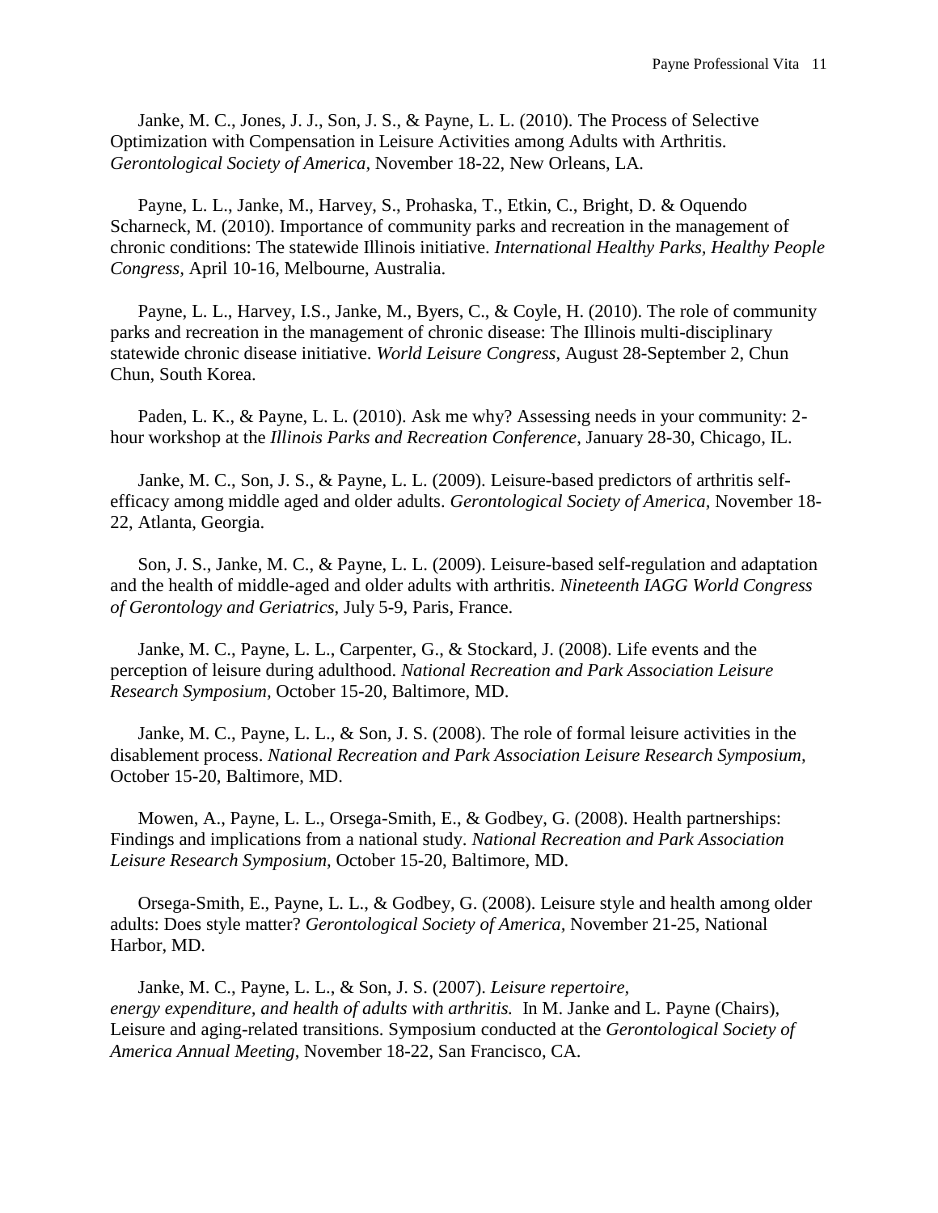Janke, M. C., Jones, J. J., Son, J. S., & Payne, L. L. (2010). The Process of Selective Optimization with Compensation in Leisure Activities among Adults with Arthritis. *Gerontological Society of America,* November 18-22, New Orleans, LA.

Payne, L. L., Janke, M., Harvey, S., Prohaska, T., Etkin, C., Bright, D. & Oquendo Scharneck, M. (2010). Importance of community parks and recreation in the management of chronic conditions: The statewide Illinois initiative. *International Healthy Parks, Healthy People Congress*, April 10-16, Melbourne, Australia.

Payne, L. L., Harvey, I.S., Janke, M., Byers, C., & Coyle, H. (2010). The role of community parks and recreation in the management of chronic disease: The Illinois multi-disciplinary statewide chronic disease initiative. *World Leisure Congress*, August 28-September 2, Chun Chun, South Korea.

Paden, L. K., & Payne, L. L. (2010). Ask me why? Assessing needs in your community: 2-hour workshop at the *Illinois Parks and Recreation Conference*, January 28-30, Chicago, IL.

Janke, M. C., Son, J. S., & Payne, L. L. (2009). Leisure-based predictors of arthritis self-efficacy among middle aged and older adults. *Gerontological Society of America,* November 18-22, Atlanta, Georgia.

Son, J. S., Janke, M. C., & Payne, L. L. (2009). Leisure-based self-regulation and adaptation and the health of middle-aged and older adults with arthritis. *Nineteenth IAGG World Congress of Gerontology and Geriatrics*, July 5-9, Paris, France.

Janke, M. C., Payne, L. L., Carpenter, G., & Stockard, J. (2008). Life events and the perception of leisure during adulthood. *National Recreation and Park Association Leisure Research Symposium*, October 15-20, Baltimore, MD.

Janke, M. C., Payne, L. L., & Son, J. S. (2008). The role of formal leisure activities in the disablement process. *National Recreation and Park Association Leisure Research Symposium,* October 15-20, Baltimore, MD.

Mowen, A., Payne, L. L., Orsega-Smith, E., & Godbey, G. (2008). Health partnerships: Findings and implications from a national study. *National Recreation and Park Association Leisure Research Symposium,* October 15-20, Baltimore, MD.

Orsega-Smith, E., Payne, L. L., & Godbey, G. (2008). Leisure style and health among older adults: Does style matter? *Gerontological Society of America,* November 21-25, National Harbor, MD.

Janke, M. C., Payne, L. L., & Son, J. S. (2007). *Leisure repertoire, energy expenditure, and health of adults with arthritis.* In M. Janke and L. Payne (Chairs), Leisure and aging-related transitions. Symposium conducted at the *Gerontological Society of America Annual Meeting*, November 18-22, San Francisco, CA.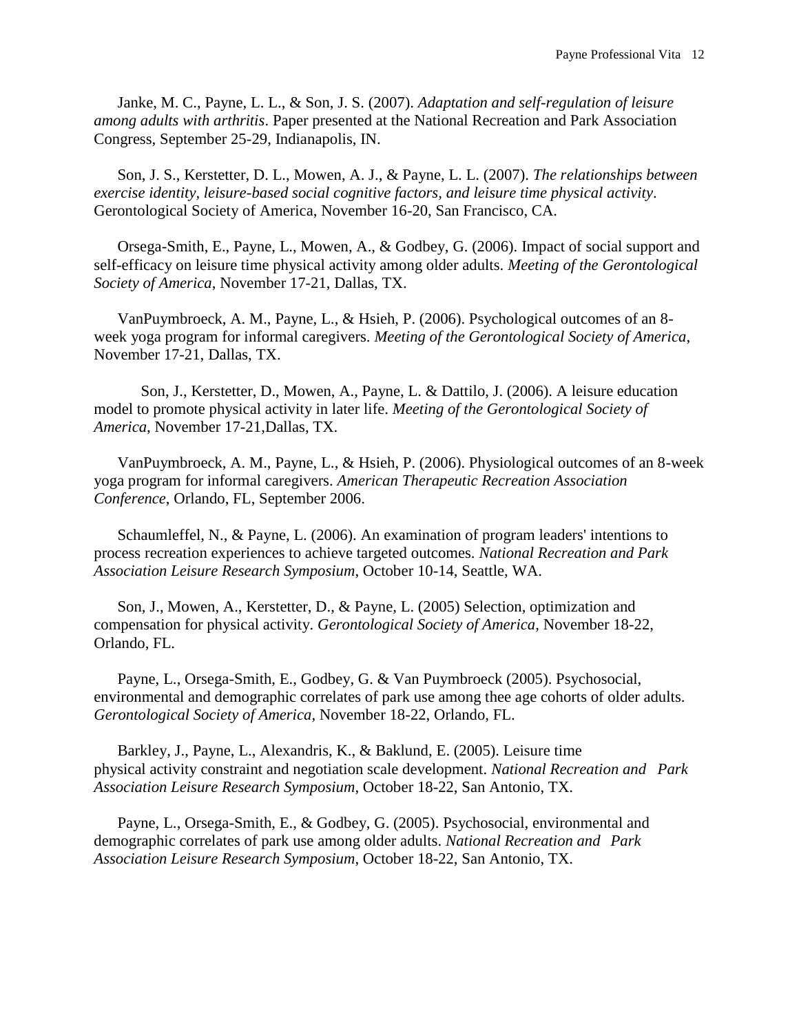Janke, M. C., Payne, L. L., & Son, J. S. (2007). *Adaptation and self-regulation of leisure among adults with arthritis*. Paper presented at the National Recreation and Park Association Congress, September 25-29, Indianapolis, IN.

Son, J. S., Kerstetter, D. L., Mowen, A. J., & Payne, L. L. (2007). *The relationships between exercise identity, leisure-based social cognitive factors, and leisure time physical activity*. Gerontological Society of America, November 16-20, San Francisco, CA.

Orsega-Smith, E., Payne, L., Mowen, A., & Godbey, G. (2006). Impact of social support and self-efficacy on leisure time physical activity among older adults. *Meeting of the Gerontological Society of America*, November 17-21, Dallas, TX.

VanPuymbroeck, A. M., Payne, L., & Hsieh, P. (2006). Psychological outcomes of an 8-week yoga program for informal caregivers. *Meeting of the Gerontological Society of America*, November 17-21, Dallas, TX.

Son, J., Kerstetter, D., Mowen, A., Payne, L. & Dattilo, J. (2006). A leisure education model to promote physical activity in later life. *Meeting of the Gerontological Society of America*, November 17-21,Dallas, TX.

VanPuymbroeck, A. M., Payne, L., & Hsieh, P. (2006). Physiological outcomes of an 8-week yoga program for informal caregivers. *American Therapeutic Recreation Association Conference*, Orlando, FL, September 2006.

Schaumleffel, N., & Payne, L. (2006). An examination of program leaders' intentions to process recreation experiences to achieve targeted outcomes. *National Recreation and Park Association Leisure Research Symposium*, October 10-14, Seattle, WA.

Son, J., Mowen, A., Kerstetter, D., & Payne, L. (2005) Selection, optimization and compensation for physical activity. *Gerontological Society of America*, November 18-22, Orlando, FL.

Payne, L., Orsega-Smith, E., Godbey, G. & Van Puymbroeck (2005). Psychosocial, environmental and demographic correlates of park use among thee age cohorts of older adults. *Gerontological Society of America*, November 18-22, Orlando, FL.

Barkley, J., Payne, L., Alexandris, K., & Baklund, E. (2005). Leisure time physical activity constraint and negotiation scale development. *National Recreation and Park Association Leisure Research Symposium*, October 18-22, San Antonio, TX.

Payne, L., Orsega-Smith, E., & Godbey, G. (2005). Psychosocial, environmental and demographic correlates of park use among older adults. *National Recreation and Park Association Leisure Research Symposium*, October 18-22, San Antonio, TX.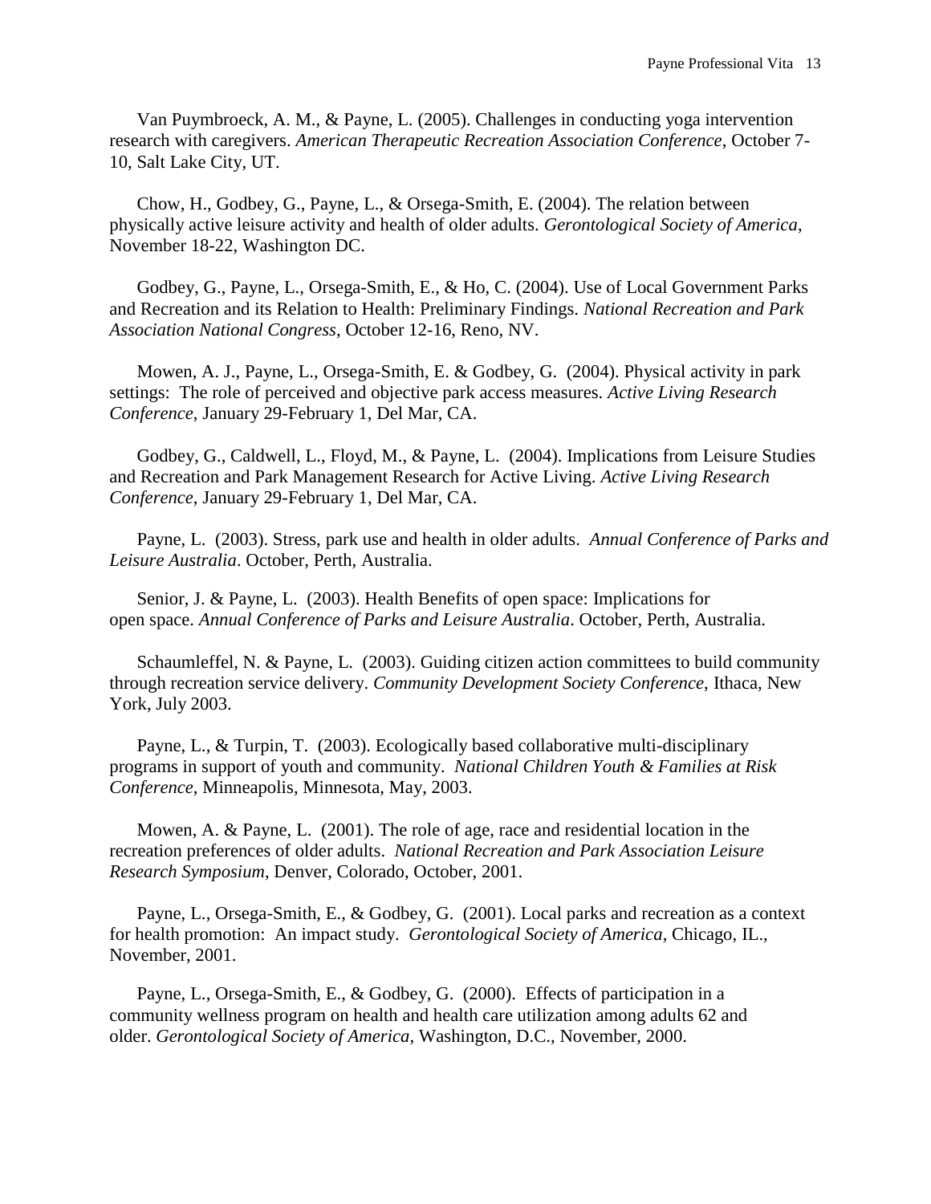Van Puymbroeck, A. M., & Payne, L. (2005). Challenges in conducting yoga intervention research with caregivers. *American Therapeutic Recreation Association Conference*, October 7-10, Salt Lake City, UT.

Chow, H., Godbey, G., Payne, L., & Orsega-Smith, E. (2004). The relation between physically active leisure activity and health of older adults. *Gerontological Society of America*, November 18-22, Washington DC.

Godbey, G., Payne, L., Orsega-Smith, E., & Ho, C. (2004). Use of Local Government Parks and Recreation and its Relation to Health: Preliminary Findings. *National Recreation and Park Association National Congress*, October 12-16, Reno, NV.

Mowen, A. J., Payne, L., Orsega-Smith, E. & Godbey, G. (2004). Physical activity in park settings: The role of perceived and objective park access measures. *Active Living Research Conference*, January 29-February 1, Del Mar, CA.

Godbey, G., Caldwell, L., Floyd, M., & Payne, L. (2004). Implications from Leisure Studies and Recreation and Park Management Research for Active Living. *Active Living Research Conference*, January 29-February 1, Del Mar, CA.

Payne, L. (2003). Stress, park use and health in older adults. *Annual Conference of Parks and Leisure Australia*. October, Perth, Australia.

Senior, J. & Payne, L. (2003). Health Benefits of open space: Implications for open space. *Annual Conference of Parks and Leisure Australia*. October, Perth, Australia.

Schaumleffel, N. & Payne, L. (2003). Guiding citizen action committees to build community through recreation service delivery. *Community Development Society Conference*, Ithaca, New York, July 2003.

Payne, L., & Turpin, T. (2003). Ecologically based collaborative multi-disciplinary programs in support of youth and community. *National Children Youth & Families at Risk Conference*, Minneapolis, Minnesota, May, 2003.

Mowen, A. & Payne, L. (2001). The role of age, race and residential location in the recreation preferences of older adults. *National Recreation and Park Association Leisure Research Symposium*, Denver, Colorado, October, 2001.

Payne, L., Orsega-Smith, E., & Godbey, G. (2001). Local parks and recreation as a context for health promotion: An impact study. *Gerontological Society of America*, Chicago, IL., November, 2001.

Payne, L., Orsega-Smith, E., & Godbey, G. (2000). Effects of participation in a community wellness program on health and health care utilization among adults 62 and older. *Gerontological Society of America*, Washington, D.C., November, 2000.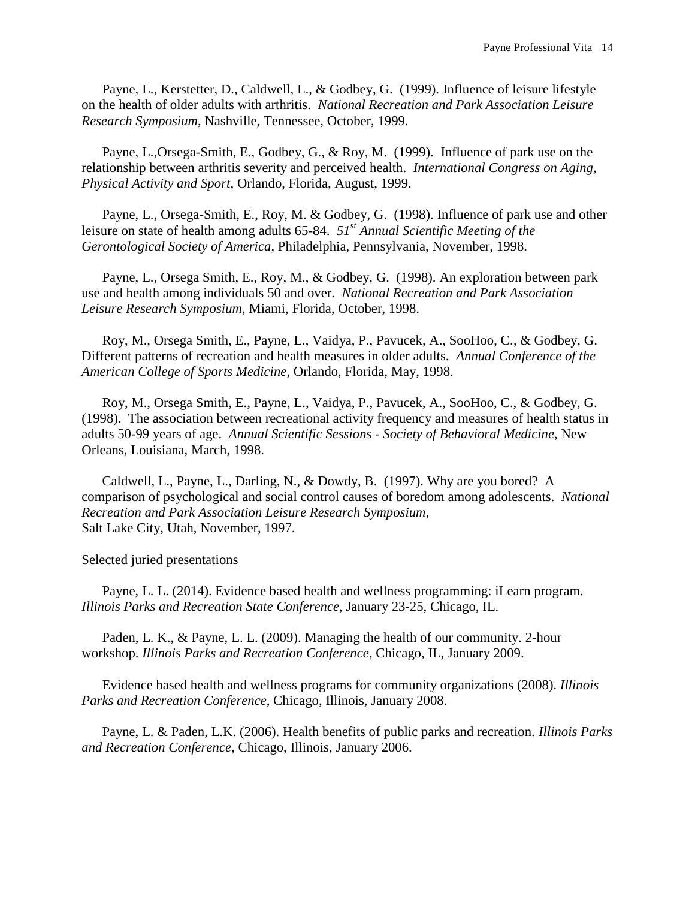Payne, L., Kerstetter, D., Caldwell, L., & Godbey, G. (1999). Influence of leisure lifestyle on the health of older adults with arthritis. *National Recreation and Park Association Leisure Research Symposium*, Nashville, Tennessee, October, 1999.

Payne, L.,Orsega-Smith, E., Godbey, G., & Roy, M. (1999). Influence of park use on the relationship between arthritis severity and perceived health. *International Congress on Aging, Physical Activity and Sport*, Orlando, Florida, August, 1999.

Payne, L., Orsega-Smith, E., Roy, M. & Godbey, G. (1998). Influence of park use and other leisure on state of health among adults 65-84. *51st Annual Scientific Meeting of the Gerontological Society of America*, Philadelphia, Pennsylvania, November, 1998.

Payne, L., Orsega Smith, E., Roy, M., & Godbey, G. (1998). An exploration between park use and health among individuals 50 and over. *National Recreation and Park Association Leisure Research Symposium*, Miami, Florida, October, 1998.

Roy, M., Orsega Smith, E., Payne, L., Vaidya, P., Pavucek, A., SooHoo, C., & Godbey, G. Different patterns of recreation and health measures in older adults. *Annual Conference of the American College of Sports Medicine*, Orlando, Florida, May, 1998.

Roy, M., Orsega Smith, E., Payne, L., Vaidya, P., Pavucek, A., SooHoo, C., & Godbey, G. (1998). The association between recreational activity frequency and measures of health status in adults 50-99 years of age. *Annual Scientific Sessions - Society of Behavioral Medicine*, New Orleans, Louisiana, March, 1998.

Caldwell, L., Payne, L., Darling, N., & Dowdy, B. (1997). Why are you bored? A comparison of psychological and social control causes of boredom among adolescents. *National Recreation and Park Association Leisure Research Symposium*, Salt Lake City, Utah, November, 1997.

Selected juried presentations

Payne, L. L. (2014). Evidence based health and wellness programming: iLearn program. *Illinois Parks and Recreation State Conference*, January 23-25, Chicago, IL.

Paden, L. K., & Payne, L. L. (2009). Managing the health of our community. 2-hour workshop. *Illinois Parks and Recreation Conference*, Chicago, IL, January 2009.

Evidence based health and wellness programs for community organizations (2008). *Illinois Parks and Recreation Conference*, Chicago, Illinois, January 2008.

Payne, L. & Paden, L.K. (2006). Health benefits of public parks and recreation. *Illinois Parks and Recreation Conference*, Chicago, Illinois, January 2006.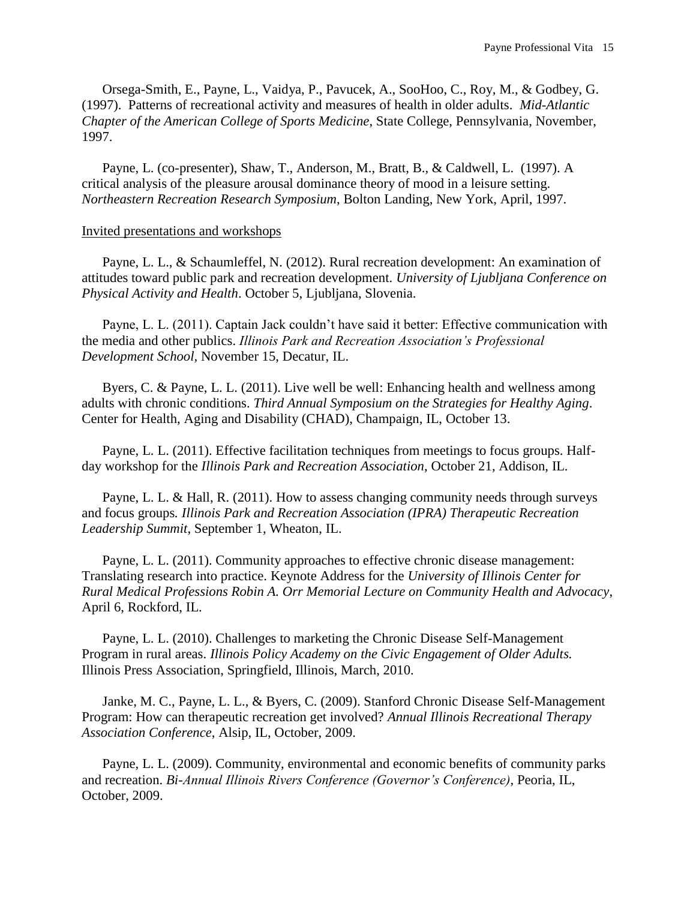Orsega-Smith, E., Payne, L., Vaidya, P., Pavucek, A., SooHoo, C., Roy, M., & Godbey, G. (1997). Patterns of recreational activity and measures of health in older adults. *Mid-Atlantic Chapter of the American College of Sports Medicine*, State College, Pennsylvania, November, 1997.

Payne, L. (co-presenter), Shaw, T., Anderson, M., Bratt, B., & Caldwell, L. (1997). A critical analysis of the pleasure arousal dominance theory of mood in a leisure setting. *Northeastern Recreation Research Symposium*, Bolton Landing, New York, April, 1997.

<u>Invited presentations and workshops</u>

Payne, L. L., & Schaumleffel, N. (2012). Rural recreation development: An examination of attitudes toward public park and recreation development. *University of Ljubljana Conference on Physical Activity and Health*. October 5, Ljubljana, Slovenia.

Payne, L. L. (2011). Captain Jack couldn't have said it better: Effective communication with the media and other publics. *Illinois Park and Recreation Association's Professional Development School,* November 15, Decatur, IL.

Byers, C. & Payne, L. L. (2011). Live well be well: Enhancing health and wellness among adults with chronic conditions. *Third Annual Symposium on the Strategies for Healthy Aging*. Center for Health, Aging and Disability (CHAD), Champaign, IL, October 13.

Payne, L. L. (2011). Effective facilitation techniques from meetings to focus groups. Half-day workshop for the *Illinois Park and Recreation Association,* October 21, Addison, IL.

Payne, L. L. & Hall, R. (2011). How to assess changing community needs through surveys and focus groups*. Illinois Park and Recreation Association (IPRA) Therapeutic Recreation Leadership Summit*, September 1, Wheaton, IL.

Payne, L. L. (2011). Community approaches to effective chronic disease management: Translating research into practice. Keynote Address for the *University of Illinois Center for Rural Medical Professions Robin A. Orr Memorial Lecture on Community Health and Advocacy*, April 6, Rockford, IL.

Payne, L. L. (2010). Challenges to marketing the Chronic Disease Self-Management Program in rural areas. *Illinois Policy Academy on the Civic Engagement of Older Adults.* Illinois Press Association, Springfield, Illinois, March, 2010.

Janke, M. C., Payne, L. L., & Byers, C. (2009). Stanford Chronic Disease Self-Management Program: How can therapeutic recreation get involved? *Annual Illinois Recreational Therapy Association Conference*, Alsip, IL, October, 2009.

Payne, L. L. (2009). Community, environmental and economic benefits of community parks and recreation. *Bi-Annual Illinois Rivers Conference (Governor's Conference)*, Peoria, IL, October, 2009.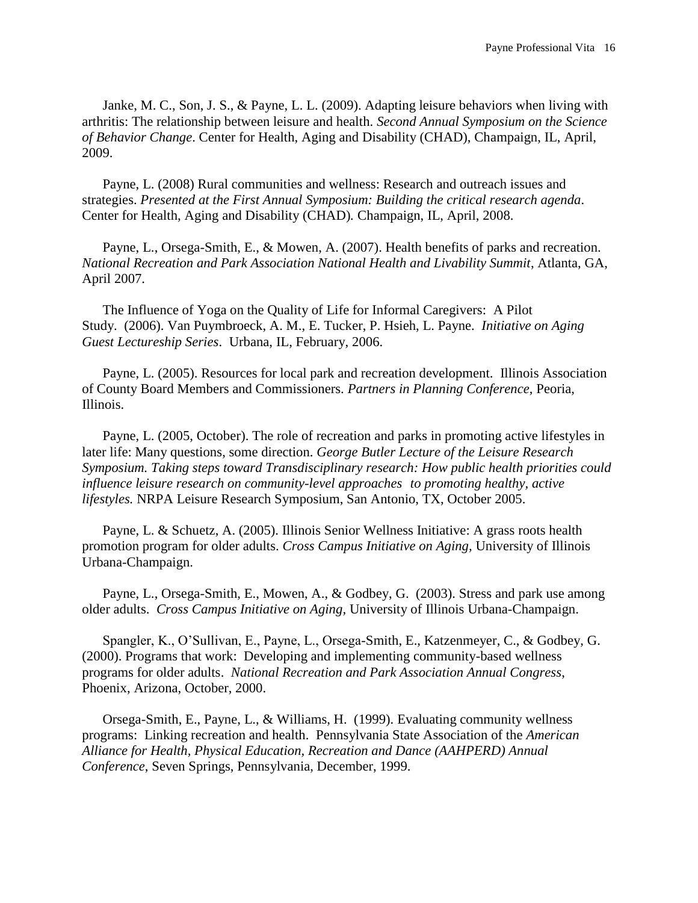Janke, M. C., Son, J. S., & Payne, L. L. (2009). Adapting leisure behaviors when living with arthritis: The relationship between leisure and health. *Second Annual Symposium on the Science of Behavior Change*. Center for Health, Aging and Disability (CHAD), Champaign, IL, April, 2009.

Payne, L. (2008) Rural communities and wellness: Research and outreach issues and strategies. *Presented at the First Annual Symposium: Building the critical research agenda*. Center for Health, Aging and Disability (CHAD). Champaign, IL, April, 2008.

Payne, L., Orsega-Smith, E., & Mowen, A. (2007). Health benefits of parks and recreation. *National Recreation and Park Association National Health and Livability Summit*, Atlanta, GA, April 2007.

The Influence of Yoga on the Quality of Life for Informal Caregivers: A Pilot Study. (2006). Van Puymbroeck, A. M., E. Tucker, P. Hsieh, L. Payne. *Initiative on Aging Guest Lectureship Series*. Urbana, IL, February, 2006.

Payne, L. (2005). Resources for local park and recreation development. Illinois Association of County Board Members and Commissioners. *Partners in Planning Conference*, Peoria, Illinois.

Payne, L. (2005, October). The role of recreation and parks in promoting active lifestyles in later life: Many questions, some direction. *George Butler Lecture of the Leisure Research Symposium. Taking steps toward Transdisciplinary research: How public health priorities could influence leisure research on community-level approaches to promoting healthy, active lifestyles.* NRPA Leisure Research Symposium, San Antonio, TX, October 2005.

Payne, L. & Schuetz, A. (2005). Illinois Senior Wellness Initiative: A grass roots health promotion program for older adults. *Cross Campus Initiative on Aging,* University of Illinois Urbana-Champaign.

Payne, L., Orsega-Smith, E., Mowen, A., & Godbey, G. (2003). Stress and park use among older adults. *Cross Campus Initiative on Aging,* University of Illinois Urbana-Champaign.

Spangler, K., O'Sullivan, E., Payne, L., Orsega-Smith, E., Katzenmeyer, C., & Godbey, G. (2000). Programs that work: Developing and implementing community-based wellness programs for older adults. *National Recreation and Park Association Annual Congress*, Phoenix, Arizona, October, 2000.

Orsega-Smith, E., Payne, L., & Williams, H. (1999). Evaluating community wellness programs: Linking recreation and health. Pennsylvania State Association of the *American Alliance for Health, Physical Education, Recreation and Dance (AAHPERD) Annual Conference*, Seven Springs, Pennsylvania, December, 1999.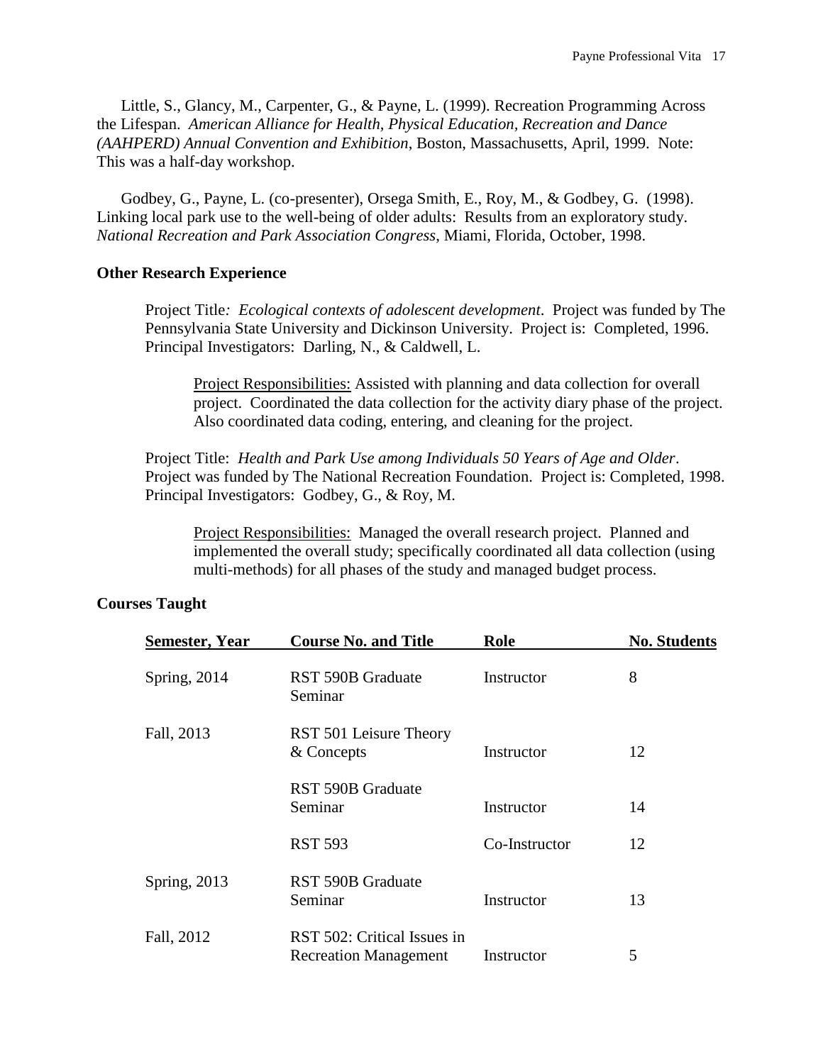Little, S., Glancy, M., Carpenter, G., & Payne, L. (1999). Recreation Programming Across the Lifespan. *American Alliance for Health, Physical Education, Recreation and Dance (AAHPERD) Annual Convention and Exhibition*, Boston, Massachusetts, April, 1999. Note: This was a half-day workshop.

Godbey, G., Payne, L. (co-presenter), Orsega Smith, E., Roy, M., & Godbey, G. (1998). Linking local park use to the well-being of older adults: Results from an exploratory study. *National Recreation and Park Association Congress*, Miami, Florida, October, 1998.

**Other Research Experience**

Project Title*: Ecological contexts of adolescent development*. Project was funded by The Pennsylvania State University and Dickinson University. Project is: Completed, 1996. Principal Investigators: Darling, N., & Caldwell, L.

> Project Responsibilities: Assisted with planning and data collection for overall project. Coordinated the data collection for the activity diary phase of the project. Also coordinated data coding, entering, and cleaning for the project.

Project Title: *Health and Park Use among Individuals 50 Years of Age and Older*. Project was funded by The National Recreation Foundation. Project is: Completed, 1998. Principal Investigators: Godbey, G., & Roy, M.

> Project Responsibilities: Managed the overall research project. Planned and implemented the overall study; specifically coordinated all data collection (using multi-methods) for all phases of the study and managed budget process.

**Courses Taught**

| Semester, Year | Course No. and Title | Role | No. Students |
|---|---|---|---|
| Spring, 2014 | RST 590B Graduate Seminar | Instructor | 8 |
| Fall, 2013 | RST 501 Leisure Theory & Concepts | Instructor | 12 |
| | RST 590B Graduate Seminar | Instructor | 14 |
| | RST 593 | Co-Instructor | 12 |
| Spring, 2013 | RST 590B Graduate Seminar | Instructor | 13 |
| Fall, 2012 | RST 502: Critical Issues in Recreation Management | Instructor | 5 |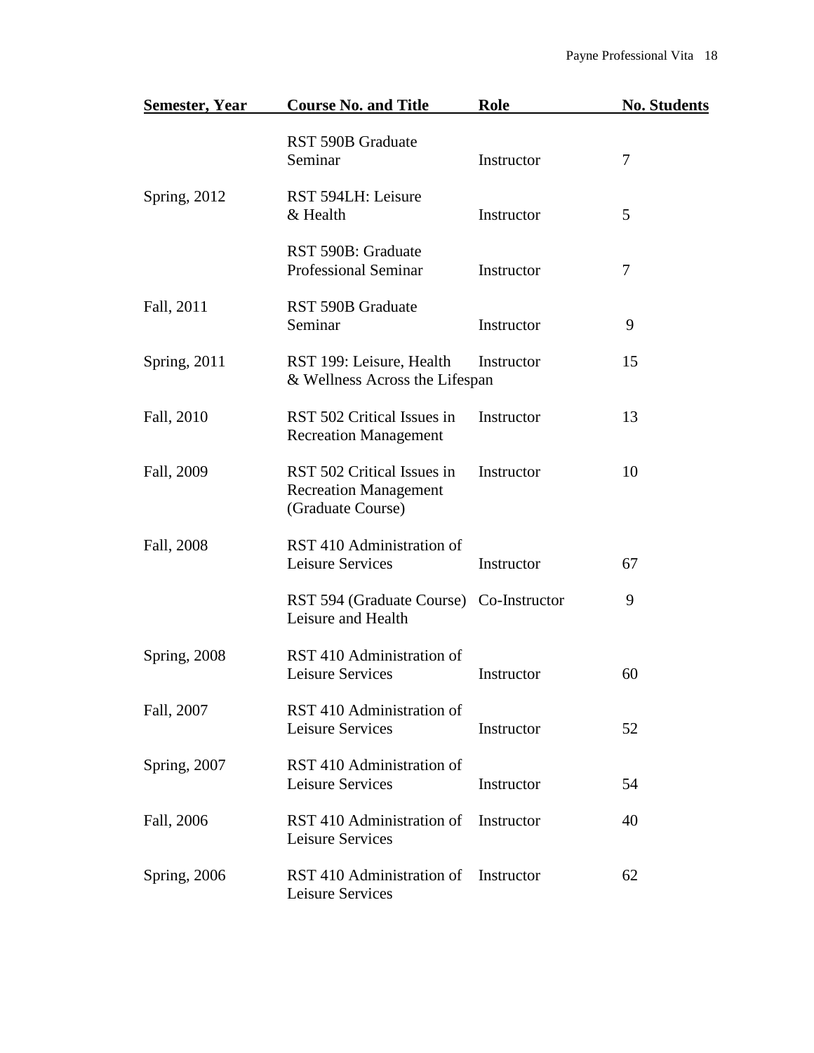| Semester, Year | Course No. and Title | Role | No. Students |
|---|---|---|---|
| | RST 590B Graduate Seminar | Instructor | 7 |
| Spring, 2012 | RST 594LH: Leisure & Health | Instructor | 5 |
| | RST 590B: Graduate Professional Seminar | Instructor | 7 |
| Fall, 2011 | RST 590B Graduate Seminar | Instructor | 9 |
| Spring, 2011 | RST 199: Leisure, Health & Wellness Across the Lifespan | Instructor | 15 |
| Fall, 2010 | RST 502 Critical Issues in Recreation Management | Instructor | 13 |
| Fall, 2009 | RST 502 Critical Issues in Recreation Management (Graduate Course) | Instructor | 10 |
| Fall, 2008 | RST 410 Administration of Leisure Services | Instructor | 67 |
| | RST 594 (Graduate Course) Leisure and Health | Co-Instructor | 9 |
| Spring, 2008 | RST 410 Administration of Leisure Services | Instructor | 60 |
| Fall, 2007 | RST 410 Administration of Leisure Services | Instructor | 52 |
| Spring, 2007 | RST 410 Administration of Leisure Services | Instructor | 54 |
| Fall, 2006 | RST 410 Administration of Leisure Services | Instructor | 40 |
| Spring, 2006 | RST 410 Administration of Leisure Services | Instructor | 62 |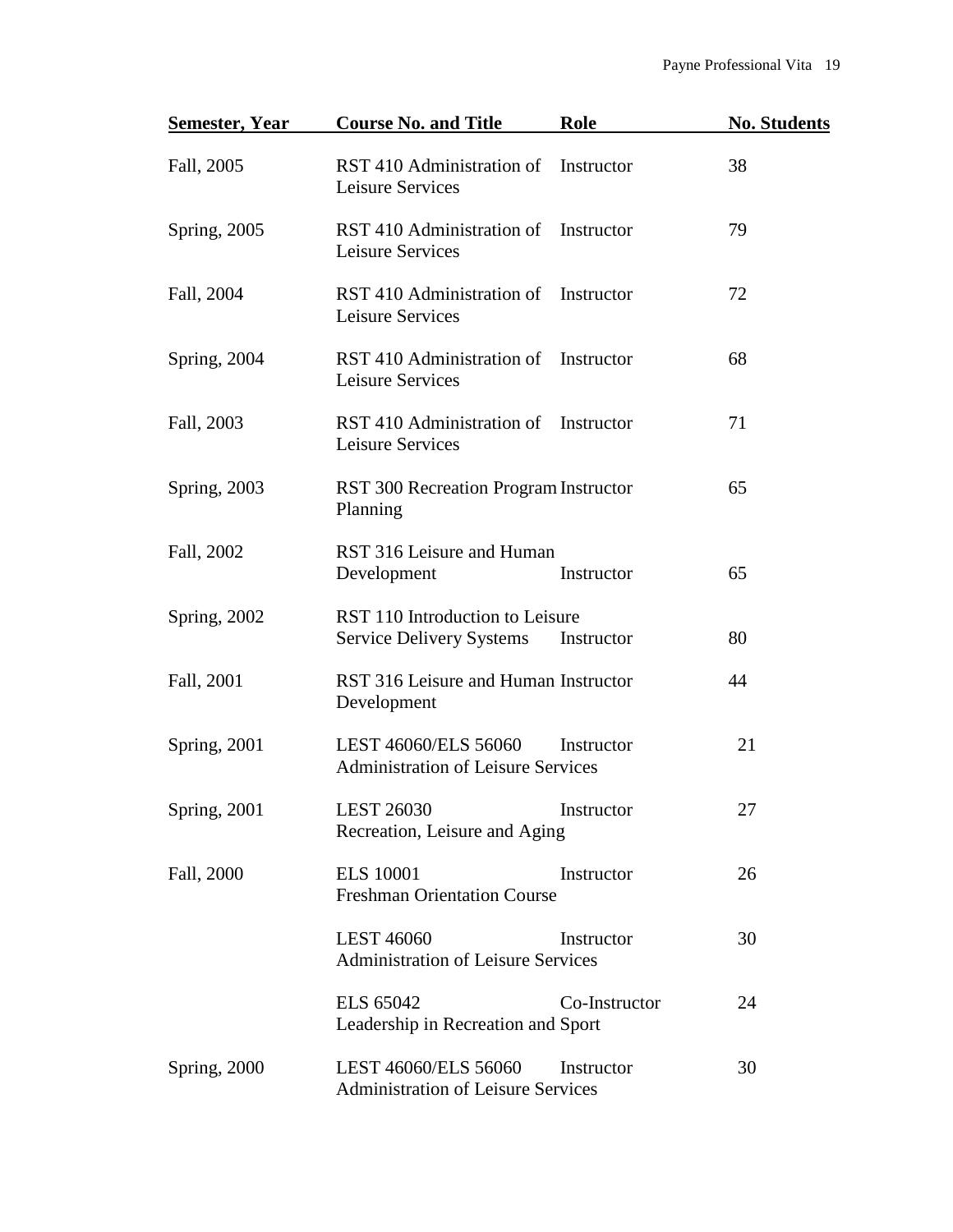| Semester, Year | Course No. and Title | Role | No. Students |
|---|---|---|---|
| Fall, 2005 | RST 410 Administration of Leisure Services | Instructor | 38 |
| Spring, 2005 | RST 410 Administration of Leisure Services | Instructor | 79 |
| Fall, 2004 | RST 410 Administration of Leisure Services | Instructor | 72 |
| Spring, 2004 | RST 410 Administration of Leisure Services | Instructor | 68 |
| Fall, 2003 | RST 410 Administration of Leisure Services | Instructor | 71 |
| Spring, 2003 | RST 300 Recreation Program Planning | Instructor | 65 |
| Fall, 2002 | RST 316 Leisure and Human Development | Instructor | 65 |
| Spring, 2002 | RST 110 Introduction to Leisure Service Delivery Systems | Instructor | 80 |
| Fall, 2001 | RST 316 Leisure and Human Development | Instructor | 44 |
| Spring, 2001 | LEST 46060/ELS 56060 Administration of Leisure Services | Instructor | 21 |
| Spring, 2001 | LEST 26030 Recreation, Leisure and Aging | Instructor | 27 |
| Fall, 2000 | ELS 10001 Freshman Orientation Course | Instructor | 26 |
| | LEST 46060 Administration of Leisure Services | Instructor | 30 |
| | ELS 65042 Leadership in Recreation and Sport | Co-Instructor | 24 |
| Spring, 2000 | LEST 46060/ELS 56060 Administration of Leisure Services | Instructor | 30 |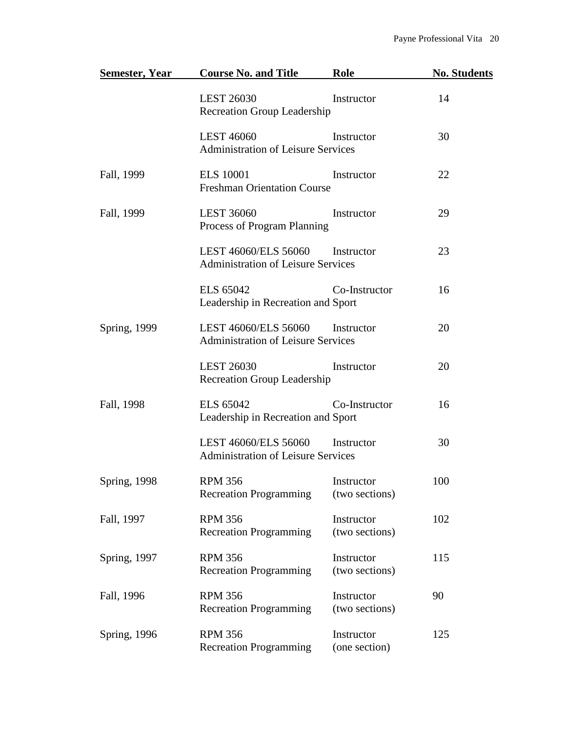| Semester, Year | Course No. and Title | Role | No. Students |
|---|---|---|---|
| | LEST 26030<br>Recreation Group Leadership | Instructor | 14 |
| | LEST 46060<br>Administration of Leisure Services | Instructor | 30 |
| Fall, 1999 | ELS 10001<br>Freshman Orientation Course | Instructor | 22 |
| Fall, 1999 | LEST 36060<br>Process of Program Planning | Instructor | 29 |
| | LEST 46060/ELS 56060<br>Administration of Leisure Services | Instructor | 23 |
| | ELS 65042<br>Leadership in Recreation and Sport | Co-Instructor | 16 |
| Spring, 1999 | LEST 46060/ELS 56060<br>Administration of Leisure Services | Instructor | 20 |
| | LEST 26030<br>Recreation Group Leadership | Instructor | 20 |
| Fall, 1998 | ELS 65042<br>Leadership in Recreation and Sport | Co-Instructor | 16 |
| | LEST 46060/ELS 56060<br>Administration of Leisure Services | Instructor | 30 |
| Spring, 1998 | RPM 356<br>Recreation Programming | Instructor<br>(two sections) | 100 |
| Fall, 1997 | RPM 356<br>Recreation Programming | Instructor<br>(two sections) | 102 |
| Spring, 1997 | RPM 356<br>Recreation Programming | Instructor<br>(two sections) | 115 |
| Fall, 1996 | RPM 356<br>Recreation Programming | Instructor<br>(two sections) | 90 |
| Spring, 1996 | RPM 356<br>Recreation Programming | Instructor<br>(one section) | 125 |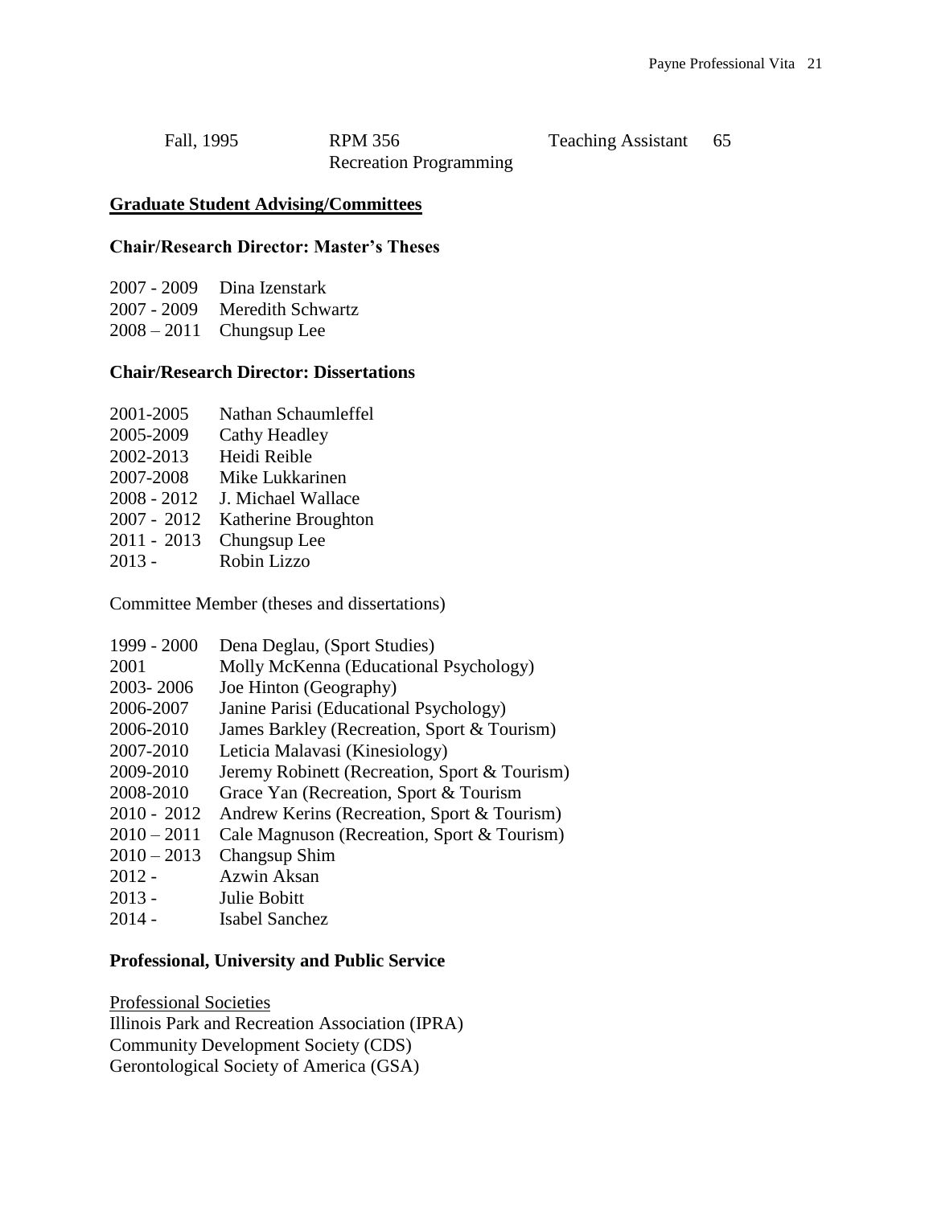| Fall, 1995 | RPM 356 Recreation Programming | Teaching Assistant | 65 |
|---|---|---|---|

## Graduate Student Advising/Committees

### Chair/Research Director: Master's Theses

2007 - 2009 Dina Izenstark
2007 - 2009 Meredith Schwartz
2008 – 2011 Chungsup Lee

### Chair/Research Director: Dissertations

2001-2005 Nathan Schaumleffel
2005-2009 Cathy Headley
2002-2013 Heidi Reible
2007-2008 Mike Lukkarinen
2008 - 2012 J. Michael Wallace
2007 - 2012 Katherine Broughton
2011 - 2013 Chungsup Lee
2013 - Robin Lizzo

Committee Member (theses and dissertations)

1999 - 2000 Dena Deglau, (Sport Studies)
2001 Molly McKenna (Educational Psychology)
2003- 2006 Joe Hinton (Geography)
2006-2007 Janine Parisi (Educational Psychology)
2006-2010 James Barkley (Recreation, Sport & Tourism)
2007-2010 Leticia Malavasi (Kinesiology)
2009-2010 Jeremy Robinett (Recreation, Sport & Tourism)
2008-2010 Grace Yan (Recreation, Sport & Tourism
2010 - 2012 Andrew Kerins (Recreation, Sport & Tourism)
2010 – 2011 Cale Magnuson (Recreation, Sport & Tourism)
2010 – 2013 Changsup Shim
2012 - Azwin Aksan
2013 - Julie Bobitt
2014 - Isabel Sanchez

### Professional, University and Public Service

Professional Societies
Illinois Park and Recreation Association (IPRA)
Community Development Society (CDS)
Gerontological Society of America (GSA)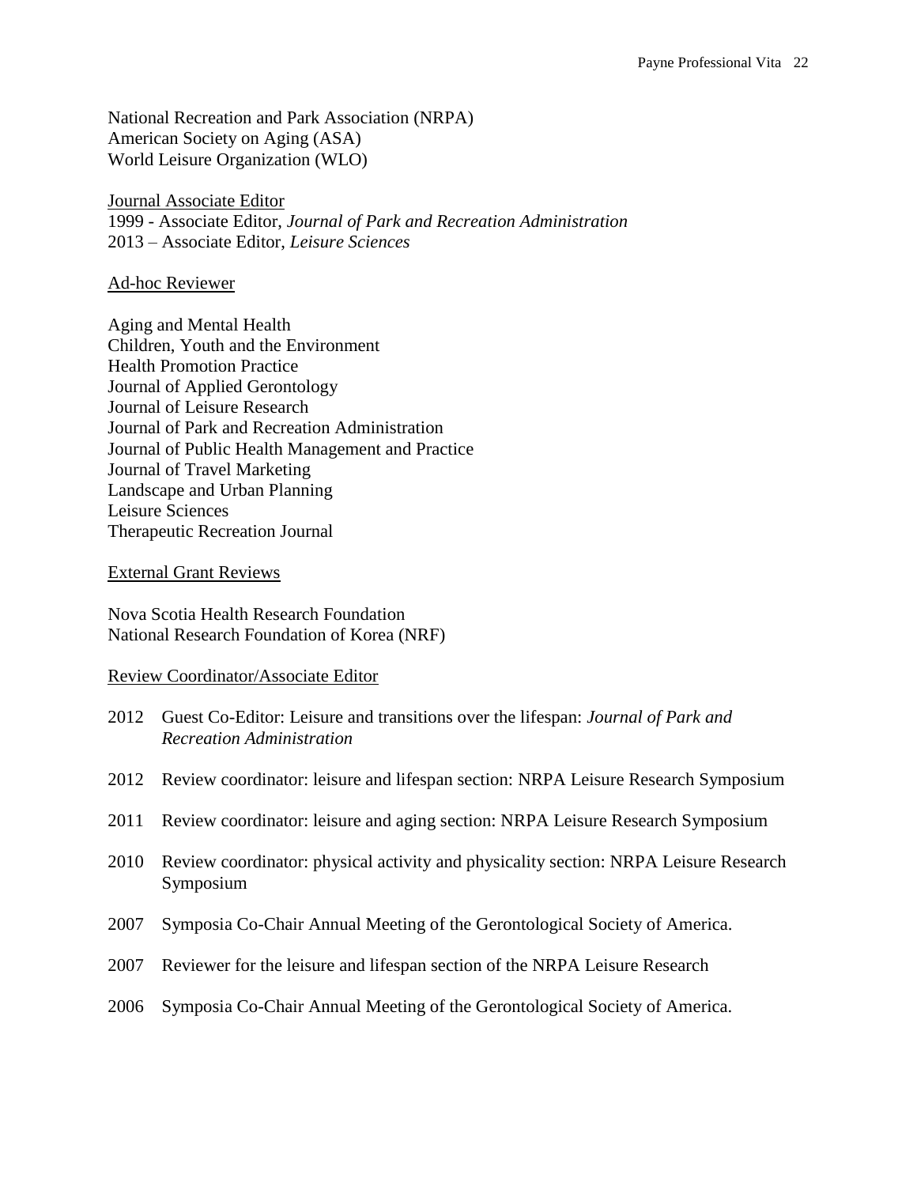National Recreation and Park Association (NRPA)
American Society on Aging (ASA)
World Leisure Organization (WLO)

Journal Associate Editor

1999 - Associate Editor, *Journal of Park and Recreation Administration*
2013 – Associate Editor, *Leisure Sciences*

Ad-hoc Reviewer

Aging and Mental Health
Children, Youth and the Environment
Health Promotion Practice
Journal of Applied Gerontology
Journal of Leisure Research
Journal of Park and Recreation Administration
Journal of Public Health Management and Practice
Journal of Travel Marketing
Landscape and Urban Planning
Leisure Sciences
Therapeutic Recreation Journal

External Grant Reviews

Nova Scotia Health Research Foundation
National Research Foundation of Korea (NRF)

Review Coordinator/Associate Editor

2012 Guest Co-Editor: Leisure and transitions over the lifespan: *Journal of Park and Recreation Administration*

2012 Review coordinator: leisure and lifespan section: NRPA Leisure Research Symposium

2011 Review coordinator: leisure and aging section: NRPA Leisure Research Symposium

2010 Review coordinator: physical activity and physicality section: NRPA Leisure Research Symposium

2007 Symposia Co-Chair Annual Meeting of the Gerontological Society of America.

2007 Reviewer for the leisure and lifespan section of the NRPA Leisure Research

2006 Symposia Co-Chair Annual Meeting of the Gerontological Society of America.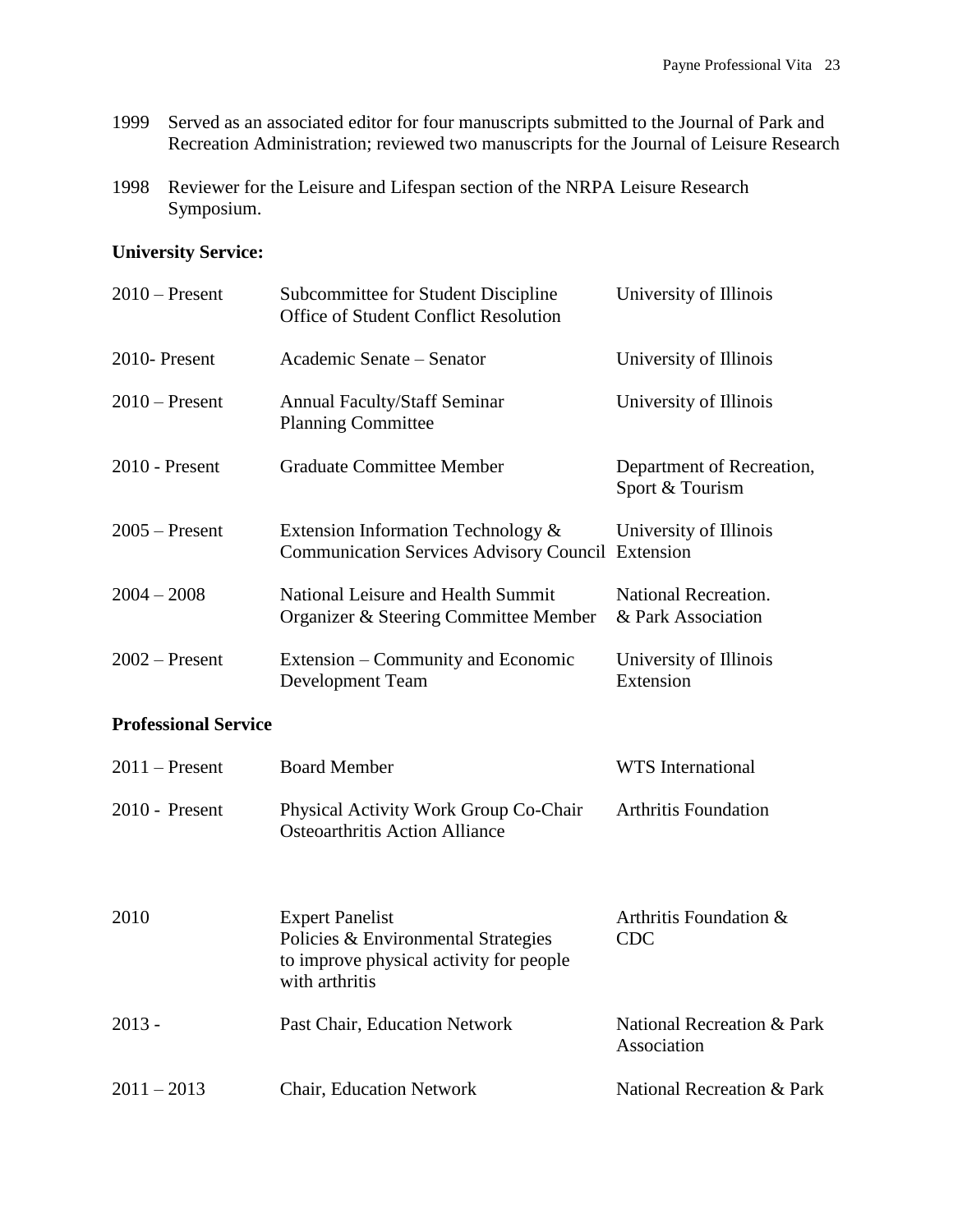1999 Served as an associated editor for four manuscripts submitted to the Journal of Park and Recreation Administration; reviewed two manuscripts for the Journal of Leisure Research

1998 Reviewer for the Leisure and Lifespan section of the NRPA Leisure Research Symposium.

**University Service:**

| | | |
|---|---|---|
| 2010 – Present | Subcommittee for Student Discipline Office of Student Conflict Resolution | University of Illinois |
| 2010- Present | Academic Senate – Senator | University of Illinois |
| 2010 – Present | Annual Faculty/Staff Seminar Planning Committee | University of Illinois |
| 2010 - Present | Graduate Committee Member | Department of Recreation, Sport & Tourism |
| 2005 – Present | Extension Information Technology & Communication Services Advisory Council | University of Illinois Extension |
| 2004 – 2008 | National Leisure and Health Summit Organizer & Steering Committee Member | National Recreation. & Park Association |
| 2002 – Present | Extension – Community and Economic Development Team | University of Illinois Extension |

**Professional Service**

| | | |
|---|---|---|
| 2011 – Present | Board Member | WTS International |
| 2010 - Present | Physical Activity Work Group Co-Chair Osteoarthritis Action Alliance | Arthritis Foundation |
| 2010 | Expert Panelist Policies & Environmental Strategies to improve physical activity for people with arthritis | Arthritis Foundation & CDC |
| 2013 - | Past Chair, Education Network | National Recreation & Park Association |
| 2011 – 2013 | Chair, Education Network | National Recreation & Park |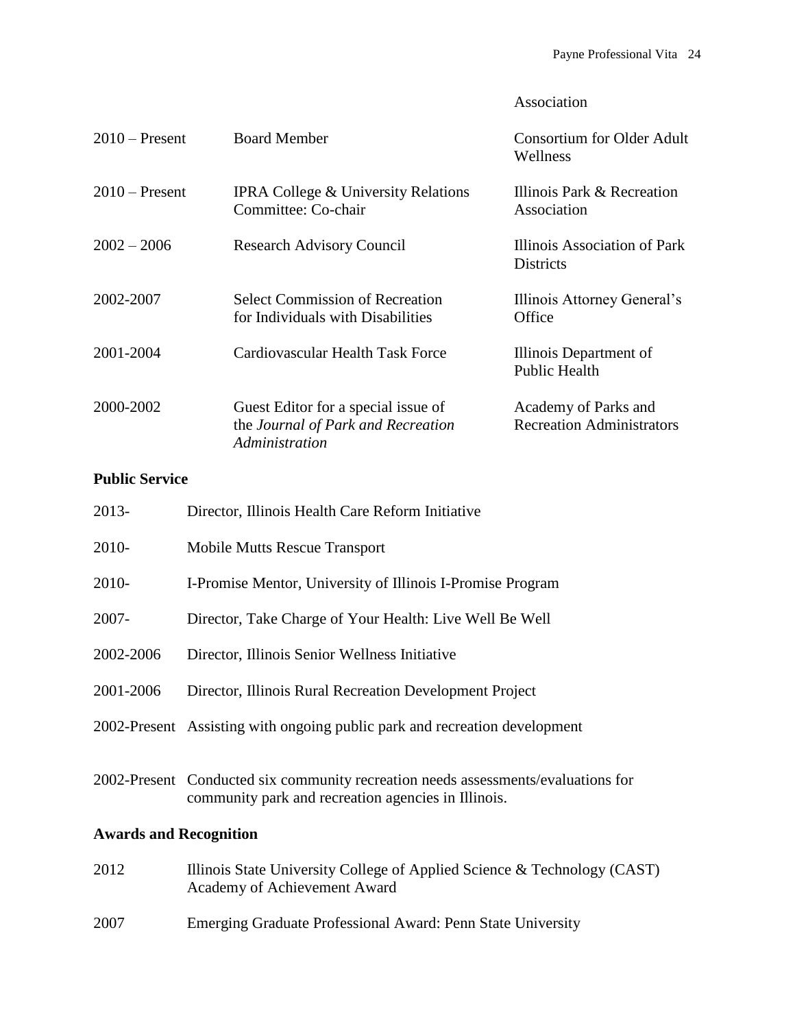| | | Association |
|---|---|---|
| 2010 – Present | Board Member | Consortium for Older Adult Wellness |
| 2010 – Present | IPRA College & University Relations Committee: Co-chair | Illinois Park & Recreation Association |
| 2002 – 2006 | Research Advisory Council | Illinois Association of Park Districts |
| 2002-2007 | Select Commission of Recreation for Individuals with Disabilities | Illinois Attorney General's Office |
| 2001-2004 | Cardiovascular Health Task Force | Illinois Department of Public Health |
| 2000-2002 | Guest Editor for a special issue of the *Journal of Park and Recreation Administration* | Academy of Parks and Recreation Administrators |

**Public Service**

| | |
|---|---|
| 2013- | Director, Illinois Health Care Reform Initiative |
| 2010- | Mobile Mutts Rescue Transport |
| 2010- | I-Promise Mentor, University of Illinois I-Promise Program |
| 2007- | Director, Take Charge of Your Health: Live Well Be Well |
| 2002-2006 | Director, Illinois Senior Wellness Initiative |
| 2001-2006 | Director, Illinois Rural Recreation Development Project |
| 2002-Present | Assisting with ongoing public park and recreation development |
| 2002-Present | Conducted six community recreation needs assessments/evaluations for community park and recreation agencies in Illinois. |

**Awards and Recognition**

| | |
|---|---|
| 2012 | Illinois State University College of Applied Science & Technology (CAST) Academy of Achievement Award |
| 2007 | Emerging Graduate Professional Award: Penn State University |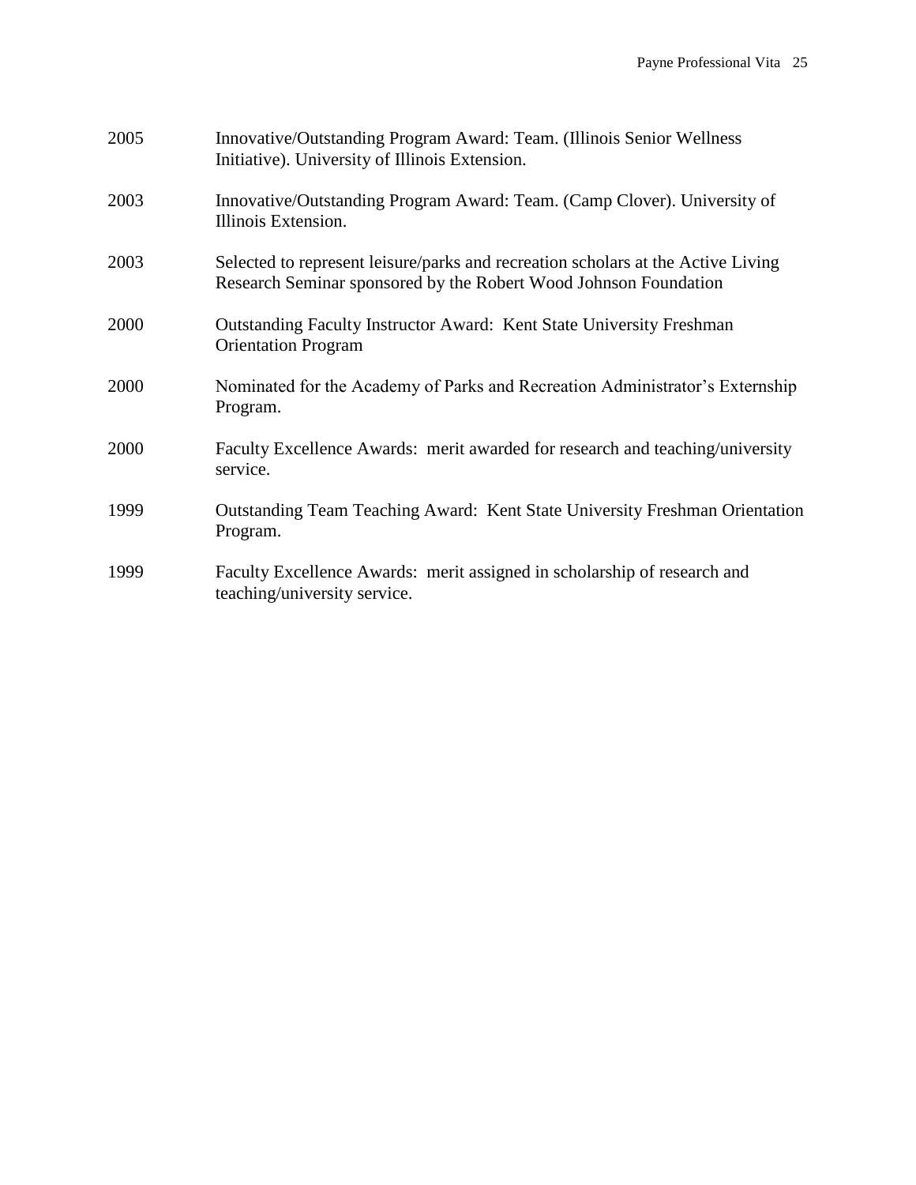2005 Innovative/Outstanding Program Award: Team. (Illinois Senior Wellness Initiative). University of Illinois Extension.

2003 Innovative/Outstanding Program Award: Team. (Camp Clover). University of Illinois Extension.

2003 Selected to represent leisure/parks and recreation scholars at the Active Living Research Seminar sponsored by the Robert Wood Johnson Foundation

2000 Outstanding Faculty Instructor Award: Kent State University Freshman Orientation Program

2000 Nominated for the Academy of Parks and Recreation Administrator's Externship Program.

2000 Faculty Excellence Awards: merit awarded for research and teaching/university service.

1999 Outstanding Team Teaching Award: Kent State University Freshman Orientation Program.

1999 Faculty Excellence Awards: merit assigned in scholarship of research and teaching/university service.